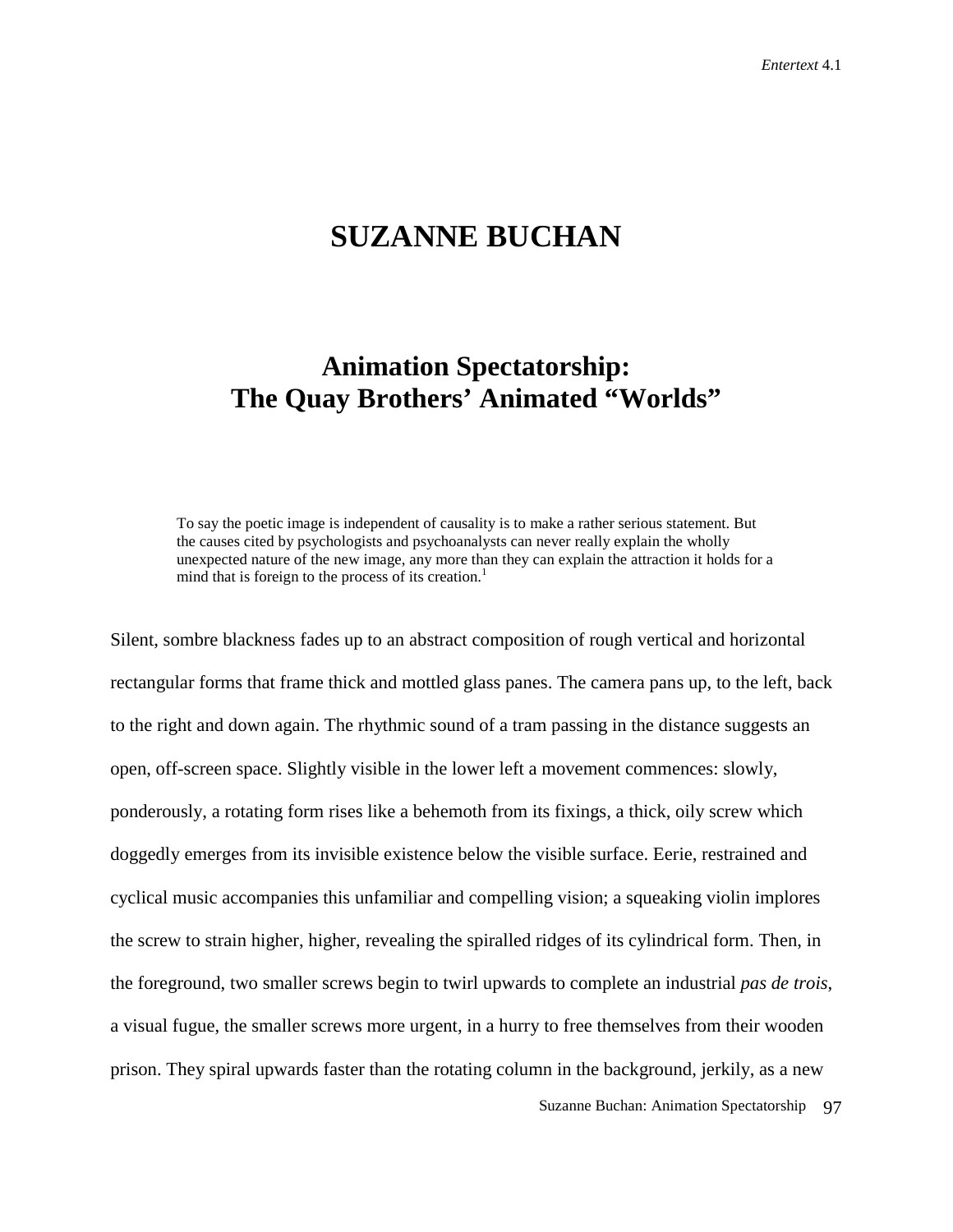# SUZANNE BUCHAN

## Animation Spectatorship: The Quay Brothers' Animated "Worlds"

> To say the poetic image is independent of causality is to make a rather serious statement. But the causes cited by psychologists and psychoanalysts can never really explain the wholly unexpected nature of the new image, any more than they can explain the attraction it holds for a mind that is foreign to the process of its creation.[1]

Silent, sombre blackness fades up to an abstract composition of rough vertical and horizontal rectangular forms that frame thick and mottled glass panes. The camera pans up, to the left, back to the right and down again. The rhythmic sound of a tram passing in the distance suggests an open, off-screen space. Slightly visible in the lower left a movement commences: slowly, ponderously, a rotating form rises like a behemoth from its fixings, a thick, oily screw which doggedly emerges from its invisible existence below the visible surface. Eerie, restrained and cyclical music accompanies this unfamiliar and compelling vision; a squeaking violin implores the screw to strain higher, higher, revealing the spiralled ridges of its cylindrical form. Then, in the foreground, two smaller screws begin to twirl upwards to complete an industrial *pas de trois*, a visual fugue, the smaller screws more urgent, in a hurry to free themselves from their wooden prison. They spiral upwards faster than the rotating column in the background, jerkily, as a new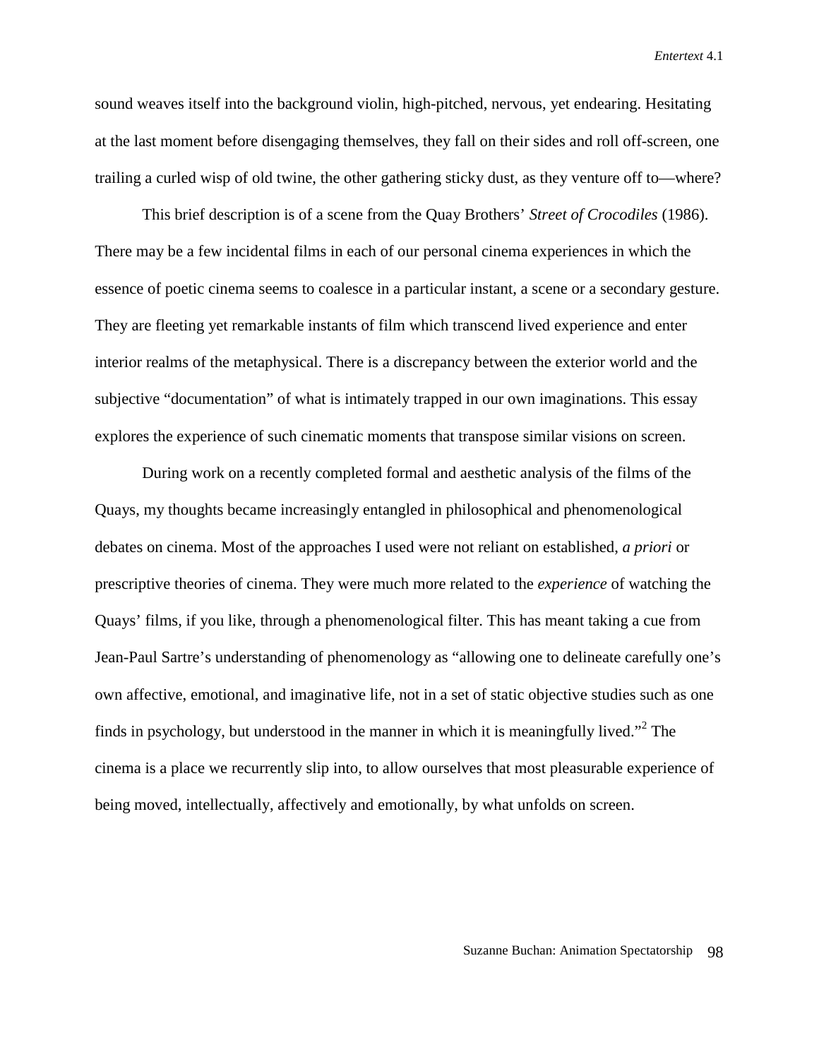sound weaves itself into the background violin, high-pitched, nervous, yet endearing. Hesitating at the last moment before disengaging themselves, they fall on their sides and roll off-screen, one trailing a curled wisp of old twine, the other gathering sticky dust, as they venture off to—where?

This brief description is of a scene from the Quay Brothers' *Street of Crocodiles* (1986). There may be a few incidental films in each of our personal cinema experiences in which the essence of poetic cinema seems to coalesce in a particular instant, a scene or a secondary gesture. They are fleeting yet remarkable instants of film which transcend lived experience and enter interior realms of the metaphysical. There is a discrepancy between the exterior world and the subjective "documentation" of what is intimately trapped in our own imaginations. This essay explores the experience of such cinematic moments that transpose similar visions on screen.

During work on a recently completed formal and aesthetic analysis of the films of the Quays, my thoughts became increasingly entangled in philosophical and phenomenological debates on cinema. Most of the approaches I used were not reliant on established, *a priori* or prescriptive theories of cinema. They were much more related to the *experience* of watching the Quays' films, if you like, through a phenomenological filter. This has meant taking a cue from Jean-Paul Sartre's understanding of phenomenology as "allowing one to delineate carefully one's own affective, emotional, and imaginative life, not in a set of static objective studies such as one finds in psychology, but understood in the manner in which it is meaningfully lived."[2] The cinema is a place we recurrently slip into, to allow ourselves that most pleasurable experience of being moved, intellectually, affectively and emotionally, by what unfolds on screen.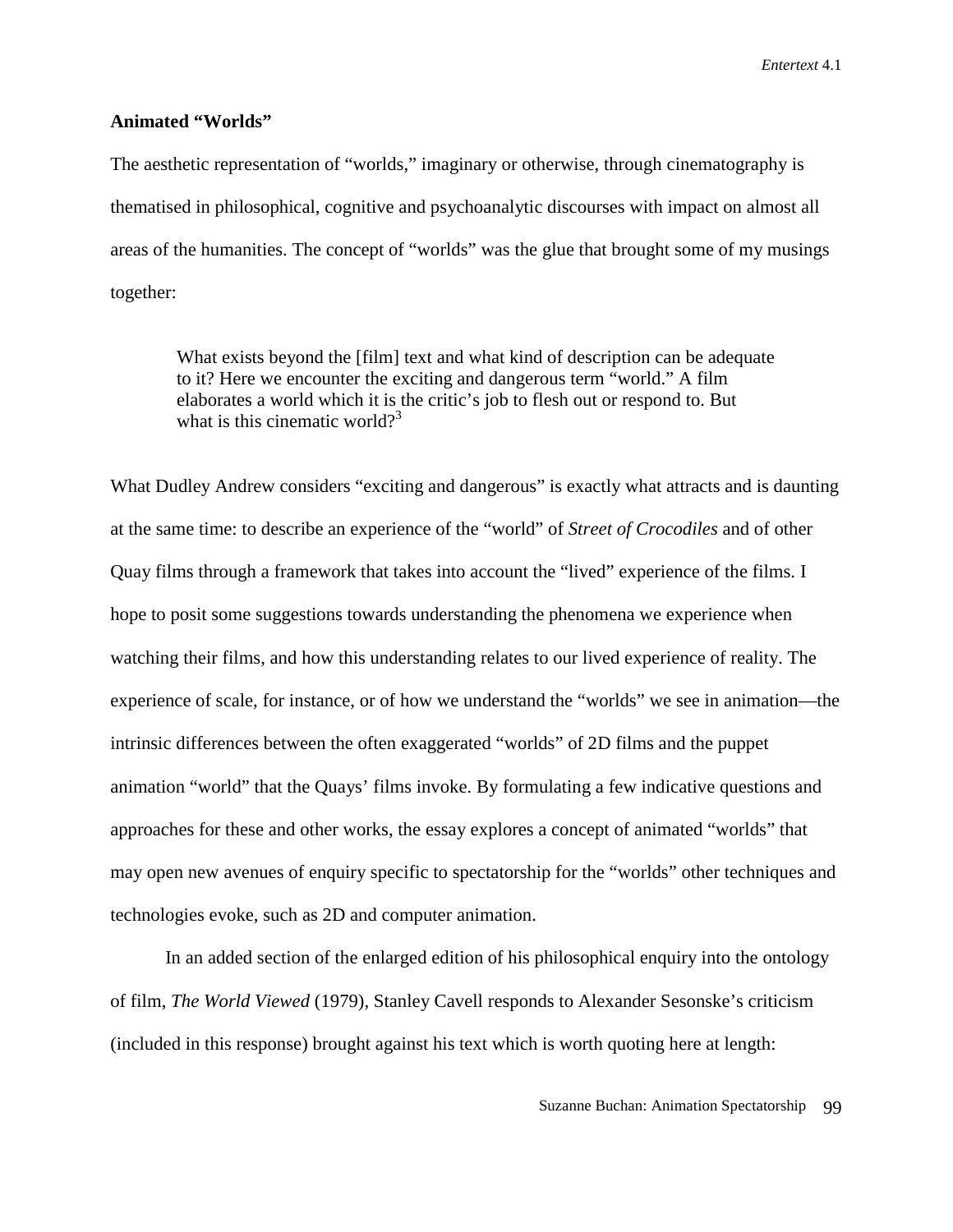## Animated "Worlds"

The aesthetic representation of "worlds," imaginary or otherwise, through cinematography is thematised in philosophical, cognitive and psychoanalytic discourses with impact on almost all areas of the humanities. The concept of "worlds" was the glue that brought some of my musings together:

> What exists beyond the [film] text and what kind of description can be adequate to it? Here we encounter the exciting and dangerous term "world." A film elaborates a world which it is the critic's job to flesh out or respond to. But what is this cinematic world?[3]

What Dudley Andrew considers "exciting and dangerous" is exactly what attracts and is daunting at the same time: to describe an experience of the "world" of *Street of Crocodiles* and of other Quay films through a framework that takes into account the "lived" experience of the films. I hope to posit some suggestions towards understanding the phenomena we experience when watching their films, and how this understanding relates to our lived experience of reality. The experience of scale, for instance, or of how we understand the "worlds" we see in animation—the intrinsic differences between the often exaggerated "worlds" of 2D films and the puppet animation "world" that the Quays' films invoke. By formulating a few indicative questions and approaches for these and other works, the essay explores a concept of animated "worlds" that may open new avenues of enquiry specific to spectatorship for the "worlds" other techniques and technologies evoke, such as 2D and computer animation.

In an added section of the enlarged edition of his philosophical enquiry into the ontology of film, *The World Viewed* (1979), Stanley Cavell responds to Alexander Sesonske's criticism (included in this response) brought against his text which is worth quoting here at length: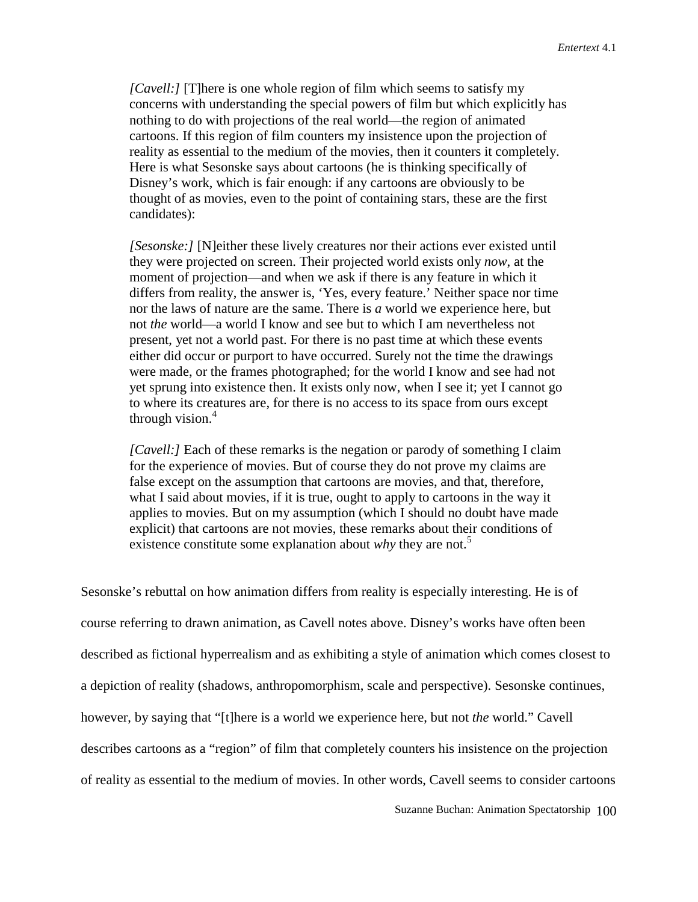> *[Cavell:]* [T]here is one whole region of film which seems to satisfy my concerns with understanding the special powers of film but which explicitly has nothing to do with projections of the real world—the region of animated cartoons. If this region of film counters my insistence upon the projection of reality as essential to the medium of the movies, then it counters it completely. Here is what Sesonske says about cartoons (he is thinking specifically of Disney's work, which is fair enough: if any cartoons are obviously to be thought of as movies, even to the point of containing stars, these are the first candidates):
>
> *[Sesonske:]* [N]either these lively creatures nor their actions ever existed until they were projected on screen. Their projected world exists only *now*, at the moment of projection—and when we ask if there is any feature in which it differs from reality, the answer is, 'Yes, every feature.' Neither space nor time nor the laws of nature are the same. There is *a* world we experience here, but not *the* world—a world I know and see but to which I am nevertheless not present, yet not a world past. For there is no past time at which these events either did occur or purport to have occurred. Surely not the time the drawings were made, or the frames photographed; for the world I know and see had not yet sprung into existence then. It exists only now, when I see it; yet I cannot go to where its creatures are, for there is no access to its space from ours except through vision.[4]
>
> *[Cavell:]* Each of these remarks is the negation or parody of something I claim for the experience of movies. But of course they do not prove my claims are false except on the assumption that cartoons are movies, and that, therefore, what I said about movies, if it is true, ought to apply to cartoons in the way it applies to movies. But on my assumption (which I should no doubt have made explicit) that cartoons are not movies, these remarks about their conditions of existence constitute some explanation about *why* they are not.[5]

Sesonske's rebuttal on how animation differs from reality is especially interesting. He is of course referring to drawn animation, as Cavell notes above. Disney's works have often been described as fictional hyperrealism and as exhibiting a style of animation which comes closest to a depiction of reality (shadows, anthropomorphism, scale and perspective). Sesonske continues, however, by saying that "[t]here is a world we experience here, but not *the* world." Cavell describes cartoons as a "region" of film that completely counters his insistence on the projection of reality as essential to the medium of movies. In other words, Cavell seems to consider cartoons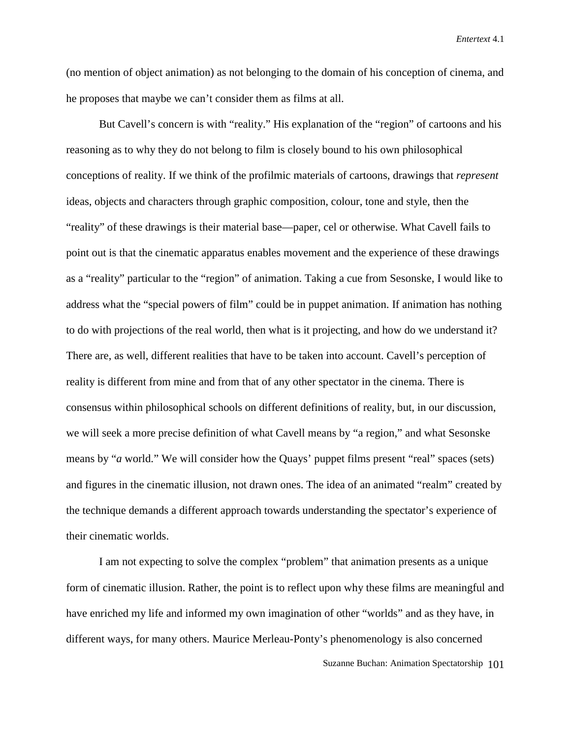(no mention of object animation) as not belonging to the domain of his conception of cinema, and he proposes that maybe we can't consider them as films at all.

But Cavell's concern is with "reality." His explanation of the "region" of cartoons and his reasoning as to why they do not belong to film is closely bound to his own philosophical conceptions of reality. If we think of the profilmic materials of cartoons, drawings that *represent* ideas, objects and characters through graphic composition, colour, tone and style, then the "reality" of these drawings is their material base—paper, cel or otherwise. What Cavell fails to point out is that the cinematic apparatus enables movement and the experience of these drawings as a "reality" particular to the "region" of animation. Taking a cue from Sesonske, I would like to address what the "special powers of film" could be in puppet animation. If animation has nothing to do with projections of the real world, then what is it projecting, and how do we understand it? There are, as well, different realities that have to be taken into account. Cavell's perception of reality is different from mine and from that of any other spectator in the cinema. There is consensus within philosophical schools on different definitions of reality, but, in our discussion, we will seek a more precise definition of what Cavell means by "a region," and what Sesonske means by "*a* world." We will consider how the Quays' puppet films present "real" spaces (sets) and figures in the cinematic illusion, not drawn ones. The idea of an animated "realm" created by the technique demands a different approach towards understanding the spectator's experience of their cinematic worlds.

I am not expecting to solve the complex "problem" that animation presents as a unique form of cinematic illusion. Rather, the point is to reflect upon why these films are meaningful and have enriched my life and informed my own imagination of other "worlds" and as they have, in different ways, for many others. Maurice Merleau-Ponty's phenomenology is also concerned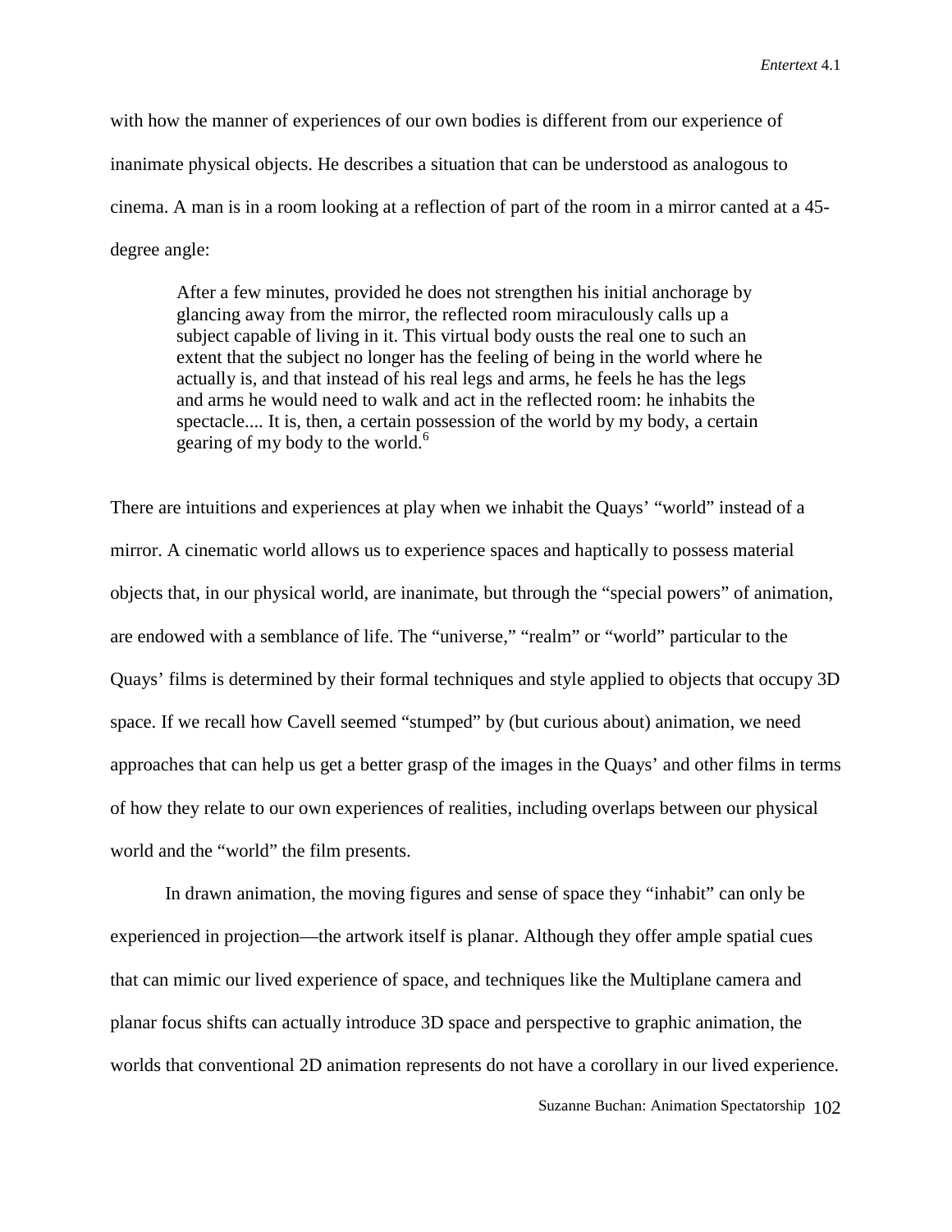with how the manner of experiences of our own bodies is different from our experience of inanimate physical objects. He describes a situation that can be understood as analogous to cinema. A man is in a room looking at a reflection of part of the room in a mirror canted at a 45-degree angle:

> After a few minutes, provided he does not strengthen his initial anchorage by glancing away from the mirror, the reflected room miraculously calls up a subject capable of living in it. This virtual body ousts the real one to such an extent that the subject no longer has the feeling of being in the world where he actually is, and that instead of his real legs and arms, he feels he has the legs and arms he would need to walk and act in the reflected room: he inhabits the spectacle.... It is, then, a certain possession of the world by my body, a certain gearing of my body to the world.[6]

There are intuitions and experiences at play when we inhabit the Quays' "world" instead of a mirror. A cinematic world allows us to experience spaces and haptically to possess material objects that, in our physical world, are inanimate, but through the "special powers" of animation, are endowed with a semblance of life. The "universe," "realm" or "world" particular to the Quays' films is determined by their formal techniques and style applied to objects that occupy 3D space. If we recall how Cavell seemed "stumped" by (but curious about) animation, we need approaches that can help us get a better grasp of the images in the Quays' and other films in terms of how they relate to our own experiences of realities, including overlaps between our physical world and the "world" the film presents.

In drawn animation, the moving figures and sense of space they "inhabit" can only be experienced in projection—the artwork itself is planar. Although they offer ample spatial cues that can mimic our lived experience of space, and techniques like the Multiplane camera and planar focus shifts can actually introduce 3D space and perspective to graphic animation, the worlds that conventional 2D animation represents do not have a corollary in our lived experience.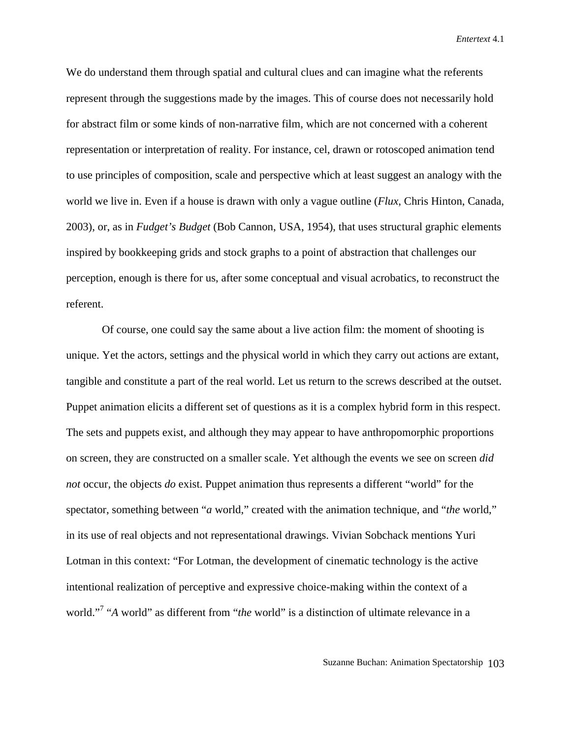We do understand them through spatial and cultural clues and can imagine what the referents represent through the suggestions made by the images. This of course does not necessarily hold for abstract film or some kinds of non-narrative film, which are not concerned with a coherent representation or interpretation of reality. For instance, cel, drawn or rotoscoped animation tend to use principles of composition, scale and perspective which at least suggest an analogy with the world we live in. Even if a house is drawn with only a vague outline (*Flux*, Chris Hinton, Canada, 2003), or, as in *Fudget's Budget* (Bob Cannon, USA, 1954), that uses structural graphic elements inspired by bookkeeping grids and stock graphs to a point of abstraction that challenges our perception, enough is there for us, after some conceptual and visual acrobatics, to reconstruct the referent.

Of course, one could say the same about a live action film: the moment of shooting is unique. Yet the actors, settings and the physical world in which they carry out actions are extant, tangible and constitute a part of the real world. Let us return to the screws described at the outset. Puppet animation elicits a different set of questions as it is a complex hybrid form in this respect. The sets and puppets exist, and although they may appear to have anthropomorphic proportions on screen, they are constructed on a smaller scale. Yet although the events we see on screen *did not* occur, the objects *do* exist. Puppet animation thus represents a different "world" for the spectator, something between "*a* world," created with the animation technique, and "*the* world," in its use of real objects and not representational drawings. Vivian Sobchack mentions Yuri Lotman in this context: "For Lotman, the development of cinematic technology is the active intentional realization of perceptive and expressive choice-making within the context of a world."[7] "*A* world" as different from "*the* world" is a distinction of ultimate relevance in a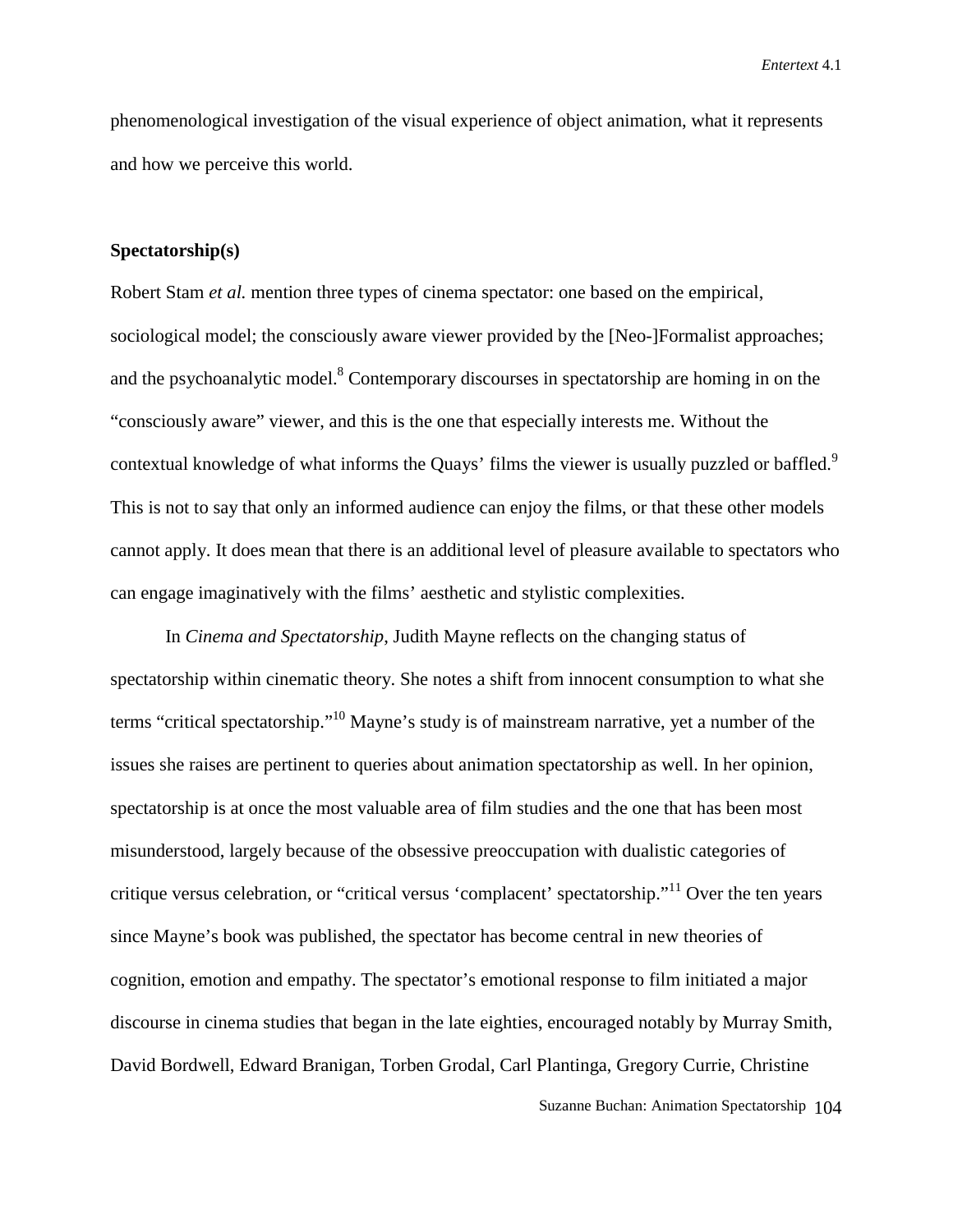phenomenological investigation of the visual experience of object animation, what it represents and how we perceive this world.

## Spectatorship(s)

Robert Stam *et al.* mention three types of cinema spectator: one based on the empirical, sociological model; the consciously aware viewer provided by the [Neo-]Formalist approaches; and the psychoanalytic model.[8] Contemporary discourses in spectatorship are homing in on the "consciously aware" viewer, and this is the one that especially interests me. Without the contextual knowledge of what informs the Quays' films the viewer is usually puzzled or baffled.[9] This is not to say that only an informed audience can enjoy the films, or that these other models cannot apply. It does mean that there is an additional level of pleasure available to spectators who can engage imaginatively with the films' aesthetic and stylistic complexities.

In *Cinema and Spectatorship*, Judith Mayne reflects on the changing status of spectatorship within cinematic theory. She notes a shift from innocent consumption to what she terms "critical spectatorship."[10] Mayne's study is of mainstream narrative, yet a number of the issues she raises are pertinent to queries about animation spectatorship as well. In her opinion, spectatorship is at once the most valuable area of film studies and the one that has been most misunderstood, largely because of the obsessive preoccupation with dualistic categories of critique versus celebration, or "critical versus 'complacent' spectatorship."[11] Over the ten years since Mayne's book was published, the spectator has become central in new theories of cognition, emotion and empathy. The spectator's emotional response to film initiated a major discourse in cinema studies that began in the late eighties, encouraged notably by Murray Smith, David Bordwell, Edward Branigan, Torben Grodal, Carl Plantinga, Gregory Currie, Christine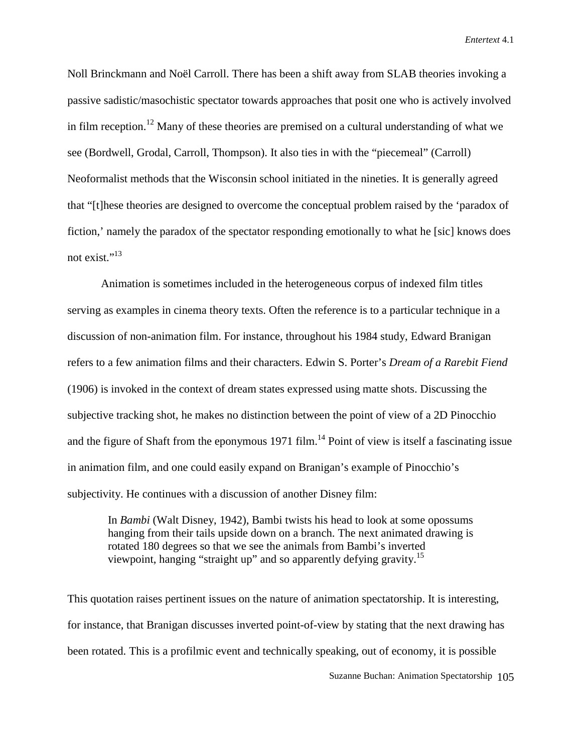Noll Brinckmann and Noël Carroll. There has been a shift away from SLAB theories invoking a passive sadistic/masochistic spectator towards approaches that posit one who is actively involved in film reception.[12] Many of these theories are premised on a cultural understanding of what we see (Bordwell, Grodal, Carroll, Thompson). It also ties in with the "piecemeal" (Carroll) Neoformalist methods that the Wisconsin school initiated in the nineties. It is generally agreed that "[t]hese theories are designed to overcome the conceptual problem raised by the 'paradox of fiction,' namely the paradox of the spectator responding emotionally to what he [sic] knows does not exist."[13]

Animation is sometimes included in the heterogeneous corpus of indexed film titles serving as examples in cinema theory texts. Often the reference is to a particular technique in a discussion of non-animation film. For instance, throughout his 1984 study, Edward Branigan refers to a few animation films and their characters. Edwin S. Porter's *Dream of a Rarebit Fiend* (1906) is invoked in the context of dream states expressed using matte shots. Discussing the subjective tracking shot, he makes no distinction between the point of view of a 2D Pinocchio and the figure of Shaft from the eponymous 1971 film.[14] Point of view is itself a fascinating issue in animation film, and one could easily expand on Branigan's example of Pinocchio's subjectivity. He continues with a discussion of another Disney film:

> In *Bambi* (Walt Disney, 1942), Bambi twists his head to look at some opossums hanging from their tails upside down on a branch. The next animated drawing is rotated 180 degrees so that we see the animals from Bambi's inverted viewpoint, hanging "straight up" and so apparently defying gravity.[15]

This quotation raises pertinent issues on the nature of animation spectatorship. It is interesting, for instance, that Branigan discusses inverted point-of-view by stating that the next drawing has been rotated. This is a profilmic event and technically speaking, out of economy, it is possible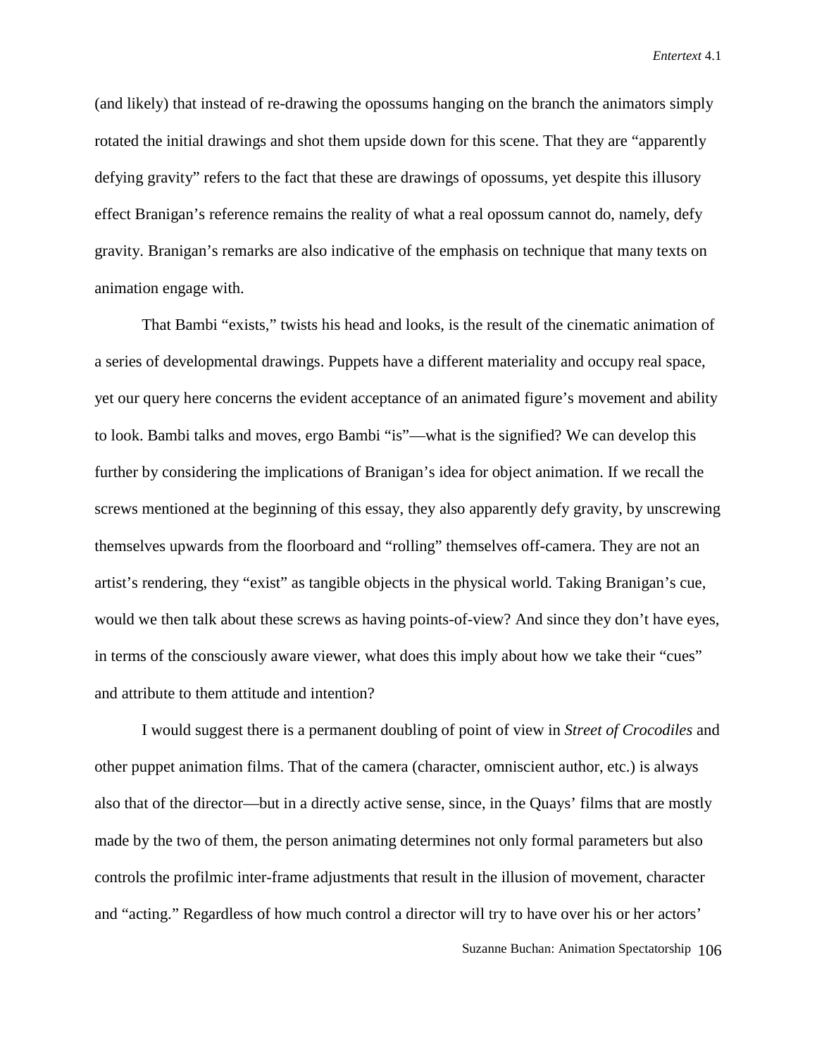(and likely) that instead of re-drawing the opossums hanging on the branch the animators simply rotated the initial drawings and shot them upside down for this scene. That they are "apparently defying gravity" refers to the fact that these are drawings of opossums, yet despite this illusory effect Branigan's reference remains the reality of what a real opossum cannot do, namely, defy gravity. Branigan's remarks are also indicative of the emphasis on technique that many texts on animation engage with.

That Bambi "exists," twists his head and looks, is the result of the cinematic animation of a series of developmental drawings. Puppets have a different materiality and occupy real space, yet our query here concerns the evident acceptance of an animated figure's movement and ability to look. Bambi talks and moves, ergo Bambi "is"—what is the signified? We can develop this further by considering the implications of Branigan's idea for object animation. If we recall the screws mentioned at the beginning of this essay, they also apparently defy gravity, by unscrewing themselves upwards from the floorboard and "rolling" themselves off-camera. They are not an artist's rendering, they "exist" as tangible objects in the physical world. Taking Branigan's cue, would we then talk about these screws as having points-of-view? And since they don't have eyes, in terms of the consciously aware viewer, what does this imply about how we take their "cues" and attribute to them attitude and intention?

I would suggest there is a permanent doubling of point of view in *Street of Crocodiles* and other puppet animation films. That of the camera (character, omniscient author, etc.) is always also that of the director—but in a directly active sense, since, in the Quays' films that are mostly made by the two of them, the person animating determines not only formal parameters but also controls the profilmic inter-frame adjustments that result in the illusion of movement, character and "acting." Regardless of how much control a director will try to have over his or her actors'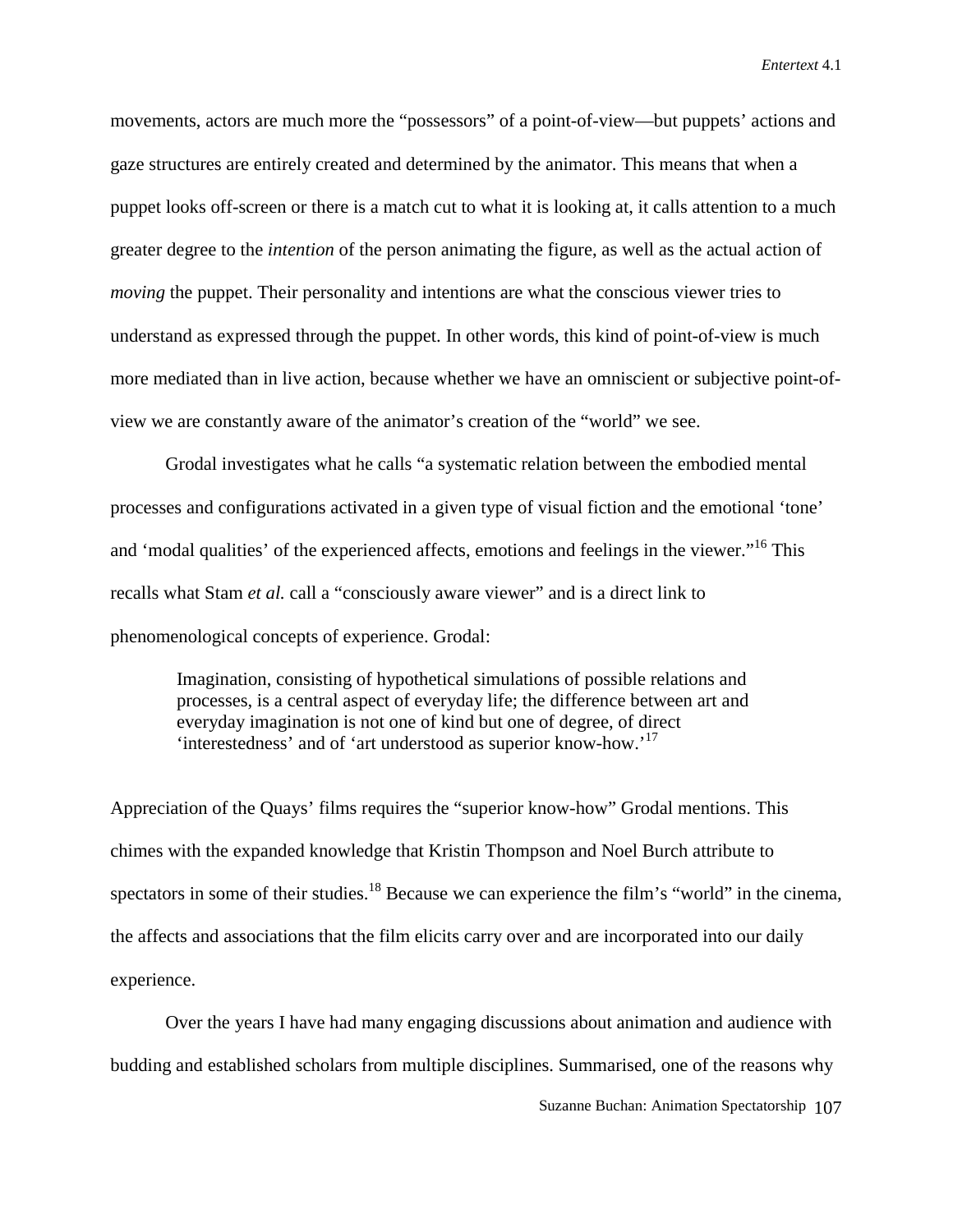movements, actors are much more the "possessors" of a point-of-view—but puppets' actions and gaze structures are entirely created and determined by the animator. This means that when a puppet looks off-screen or there is a match cut to what it is looking at, it calls attention to a much greater degree to the *intention* of the person animating the figure, as well as the actual action of *moving* the puppet. Their personality and intentions are what the conscious viewer tries to understand as expressed through the puppet. In other words, this kind of point-of-view is much more mediated than in live action, because whether we have an omniscient or subjective point-of-view we are constantly aware of the animator's creation of the "world" we see.

Grodal investigates what he calls "a systematic relation between the embodied mental processes and configurations activated in a given type of visual fiction and the emotional 'tone' and 'modal qualities' of the experienced affects, emotions and feelings in the viewer."[16] This recalls what Stam *et al.* call a "consciously aware viewer" and is a direct link to phenomenological concepts of experience. Grodal:

> Imagination, consisting of hypothetical simulations of possible relations and processes, is a central aspect of everyday life; the difference between art and everyday imagination is not one of kind but one of degree, of direct 'interestedness' and of 'art understood as superior know-how.'[17]

Appreciation of the Quays' films requires the "superior know-how" Grodal mentions. This chimes with the expanded knowledge that Kristin Thompson and Noel Burch attribute to spectators in some of their studies.[18] Because we can experience the film's "world" in the cinema, the affects and associations that the film elicits carry over and are incorporated into our daily experience.

Over the years I have had many engaging discussions about animation and audience with budding and established scholars from multiple disciplines. Summarised, one of the reasons why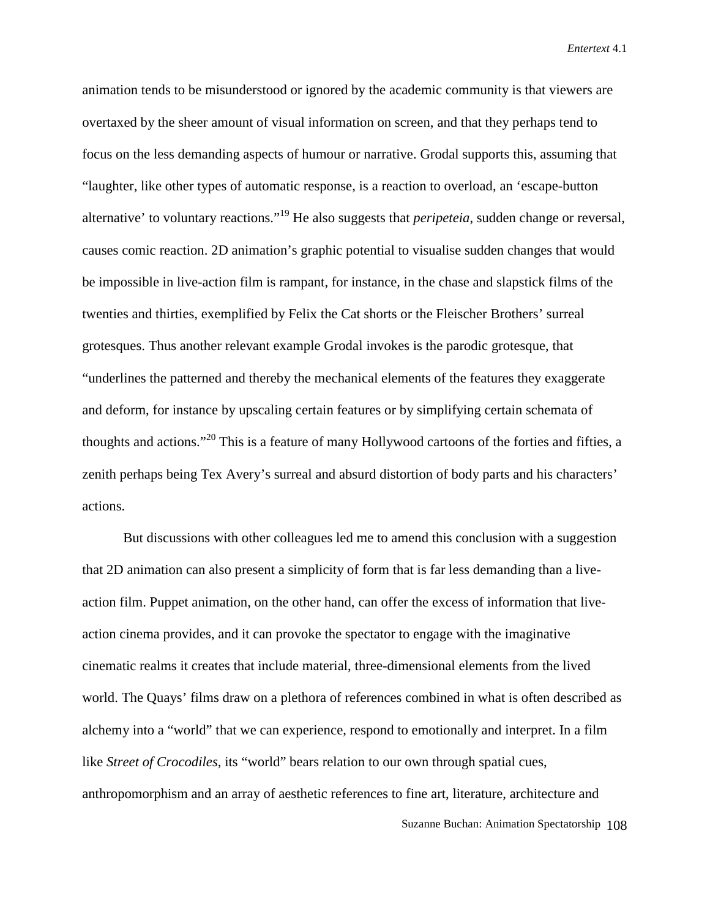animation tends to be misunderstood or ignored by the academic community is that viewers are overtaxed by the sheer amount of visual information on screen, and that they perhaps tend to focus on the less demanding aspects of humour or narrative. Grodal supports this, assuming that "laughter, like other types of automatic response, is a reaction to overload, an 'escape-button alternative' to voluntary reactions."[19] He also suggests that *peripeteia*, sudden change or reversal, causes comic reaction. 2D animation's graphic potential to visualise sudden changes that would be impossible in live-action film is rampant, for instance, in the chase and slapstick films of the twenties and thirties, exemplified by Felix the Cat shorts or the Fleischer Brothers' surreal grotesques. Thus another relevant example Grodal invokes is the parodic grotesque, that "underlines the patterned and thereby the mechanical elements of the features they exaggerate and deform, for instance by upscaling certain features or by simplifying certain schemata of thoughts and actions."[20] This is a feature of many Hollywood cartoons of the forties and fifties, a zenith perhaps being Tex Avery's surreal and absurd distortion of body parts and his characters' actions.

But discussions with other colleagues led me to amend this conclusion with a suggestion that 2D animation can also present a simplicity of form that is far less demanding than a live-action film. Puppet animation, on the other hand, can offer the excess of information that live-action cinema provides, and it can provoke the spectator to engage with the imaginative cinematic realms it creates that include material, three-dimensional elements from the lived world. The Quays' films draw on a plethora of references combined in what is often described as alchemy into a "world" that we can experience, respond to emotionally and interpret. In a film like *Street of Crocodiles*, its "world" bears relation to our own through spatial cues, anthropomorphism and an array of aesthetic references to fine art, literature, architecture and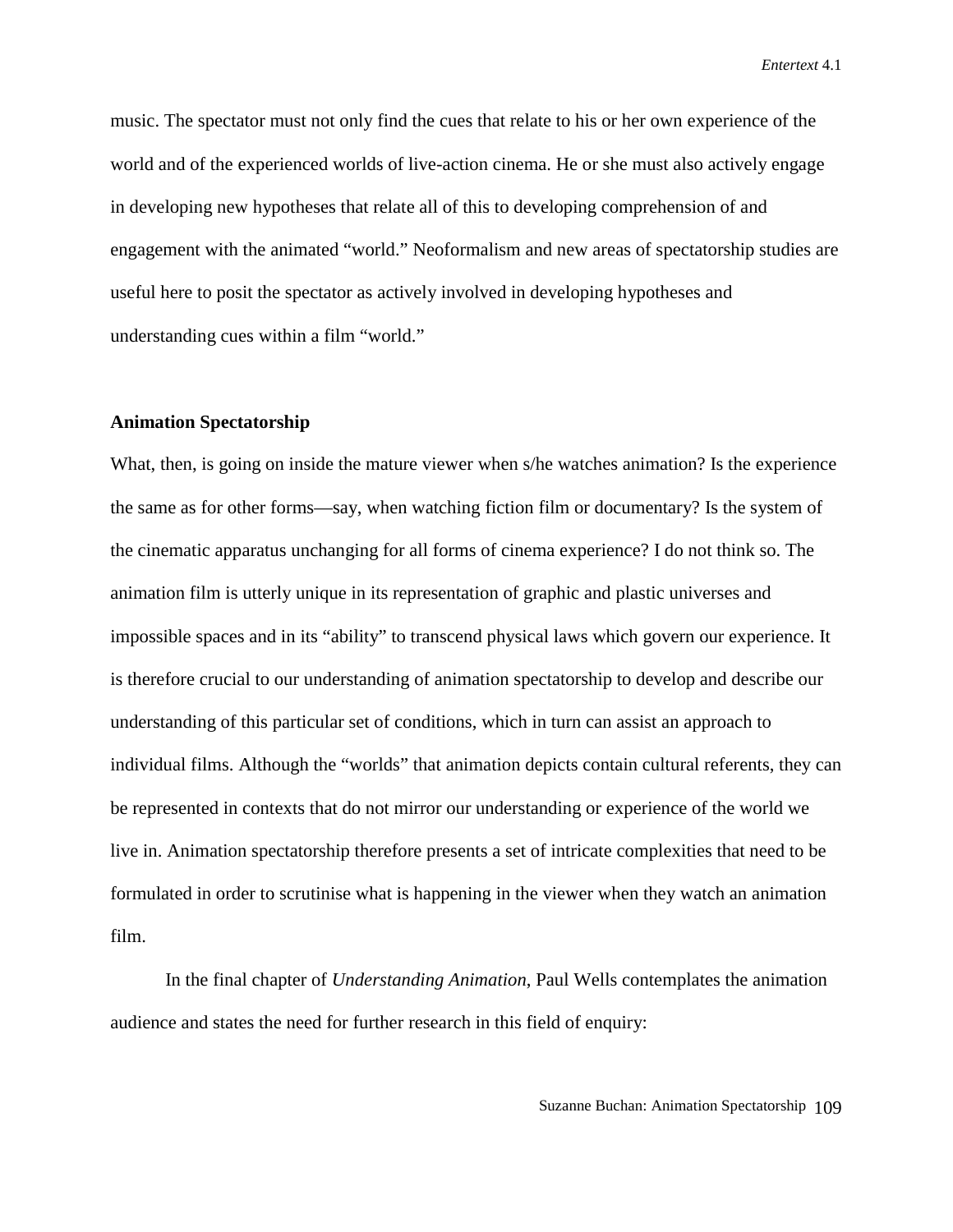music. The spectator must not only find the cues that relate to his or her own experience of the world and of the experienced worlds of live-action cinema. He or she must also actively engage in developing new hypotheses that relate all of this to developing comprehension of and engagement with the animated "world." Neoformalism and new areas of spectatorship studies are useful here to posit the spectator as actively involved in developing hypotheses and understanding cues within a film "world."

## Animation Spectatorship

What, then, is going on inside the mature viewer when s/he watches animation? Is the experience the same as for other forms—say, when watching fiction film or documentary? Is the system of the cinematic apparatus unchanging for all forms of cinema experience? I do not think so. The animation film is utterly unique in its representation of graphic and plastic universes and impossible spaces and in its "ability" to transcend physical laws which govern our experience. It is therefore crucial to our understanding of animation spectatorship to develop and describe our understanding of this particular set of conditions, which in turn can assist an approach to individual films. Although the "worlds" that animation depicts contain cultural referents, they can be represented in contexts that do not mirror our understanding or experience of the world we live in. Animation spectatorship therefore presents a set of intricate complexities that need to be formulated in order to scrutinise what is happening in the viewer when they watch an animation film.

In the final chapter of *Understanding Animation*, Paul Wells contemplates the animation audience and states the need for further research in this field of enquiry: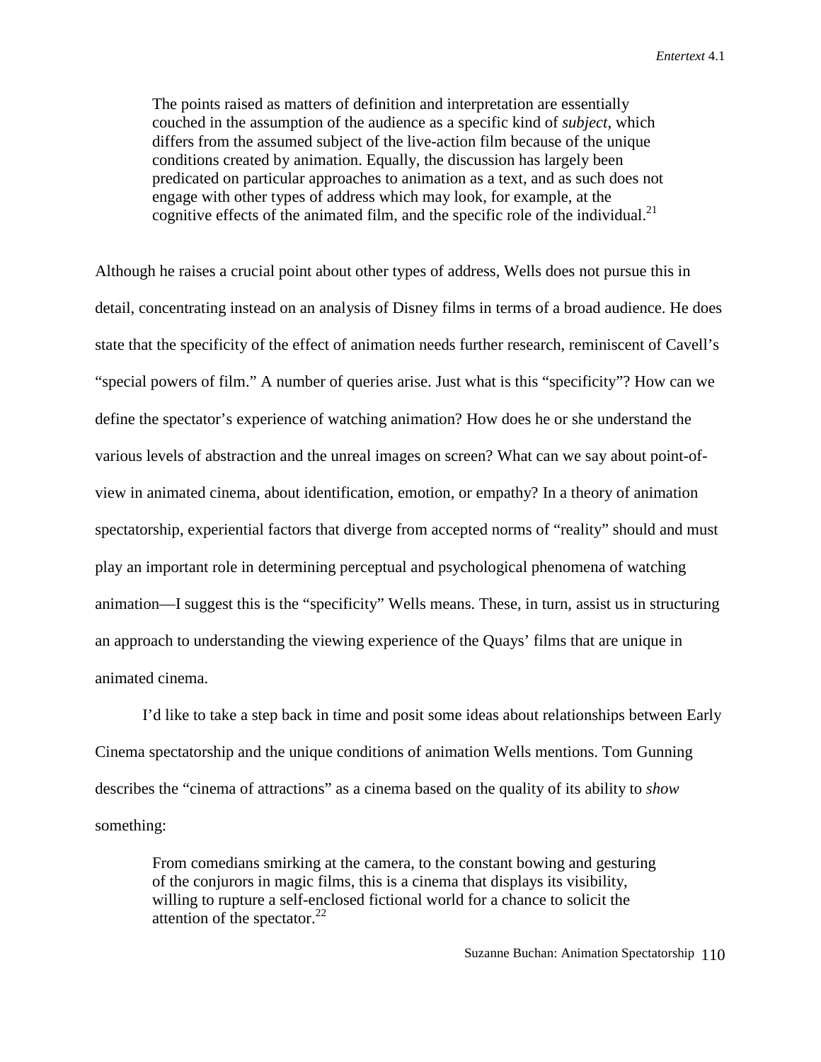> The points raised as matters of definition and interpretation are essentially couched in the assumption of the audience as a specific kind of *subject*, which differs from the assumed subject of the live-action film because of the unique conditions created by animation. Equally, the discussion has largely been predicated on particular approaches to animation as a text, and as such does not engage with other types of address which may look, for example, at the cognitive effects of the animated film, and the specific role of the individual.[21]

Although he raises a crucial point about other types of address, Wells does not pursue this in detail, concentrating instead on an analysis of Disney films in terms of a broad audience. He does state that the specificity of the effect of animation needs further research, reminiscent of Cavell's "special powers of film." A number of queries arise. Just what is this "specificity"? How can we define the spectator's experience of watching animation? How does he or she understand the various levels of abstraction and the unreal images on screen? What can we say about point-of-view in animated cinema, about identification, emotion, or empathy? In a theory of animation spectatorship, experiential factors that diverge from accepted norms of "reality" should and must play an important role in determining perceptual and psychological phenomena of watching animation—I suggest this is the "specificity" Wells means. These, in turn, assist us in structuring an approach to understanding the viewing experience of the Quays' films that are unique in animated cinema.

I'd like to take a step back in time and posit some ideas about relationships between Early Cinema spectatorship and the unique conditions of animation Wells mentions. Tom Gunning describes the "cinema of attractions" as a cinema based on the quality of its ability to *show* something:

> From comedians smirking at the camera, to the constant bowing and gesturing of the conjurors in magic films, this is a cinema that displays its visibility, willing to rupture a self-enclosed fictional world for a chance to solicit the attention of the spectator.[22]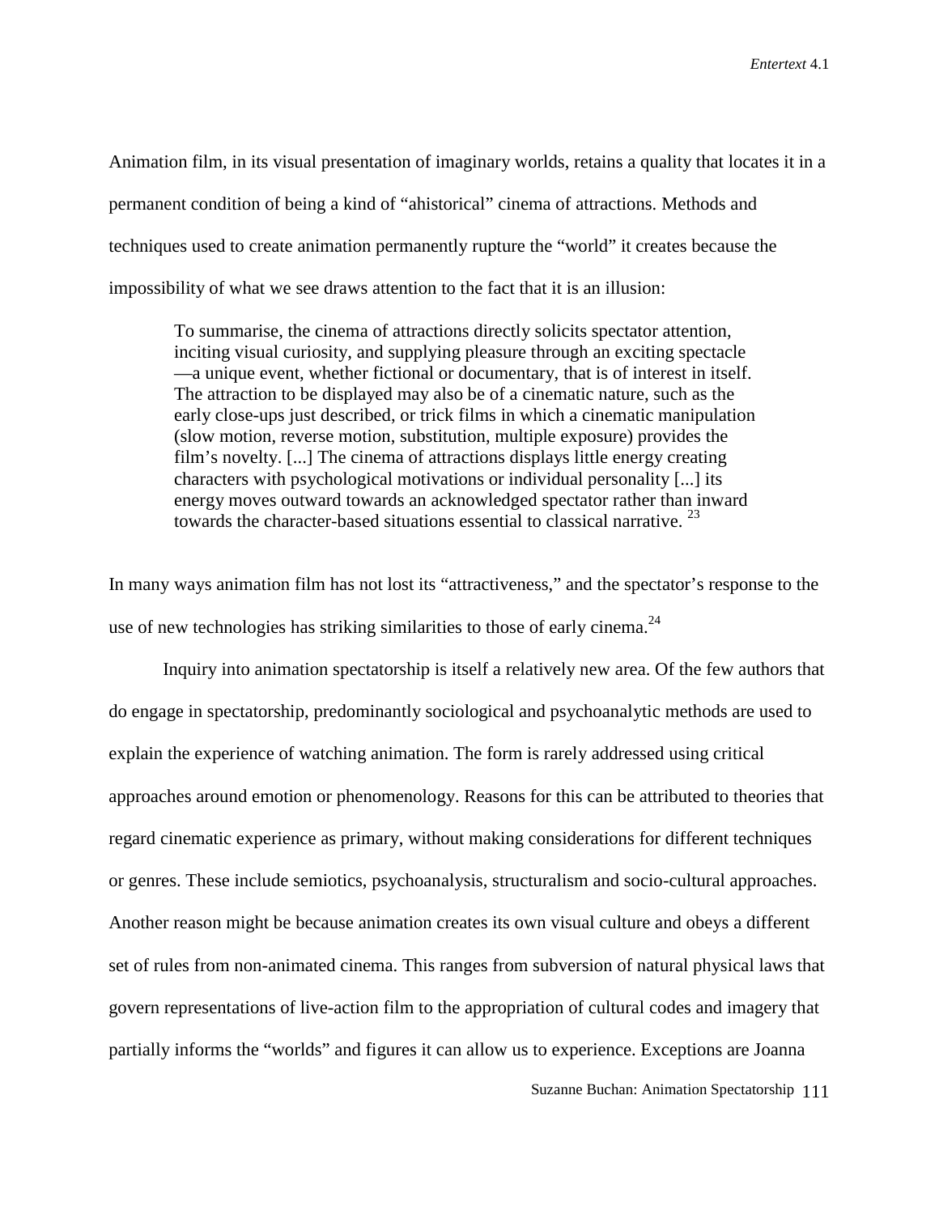Animation film, in its visual presentation of imaginary worlds, retains a quality that locates it in a permanent condition of being a kind of "ahistorical" cinema of attractions. Methods and techniques used to create animation permanently rupture the "world" it creates because the impossibility of what we see draws attention to the fact that it is an illusion:

> To summarise, the cinema of attractions directly solicits spectator attention, inciting visual curiosity, and supplying pleasure through an exciting spectacle —a unique event, whether fictional or documentary, that is of interest in itself. The attraction to be displayed may also be of a cinematic nature, such as the early close-ups just described, or trick films in which a cinematic manipulation (slow motion, reverse motion, substitution, multiple exposure) provides the film's novelty. [...] The cinema of attractions displays little energy creating characters with psychological motivations or individual personality [...] its energy moves outward towards an acknowledged spectator rather than inward towards the character-based situations essential to classical narrative. [23]

In many ways animation film has not lost its "attractiveness," and the spectator's response to the use of new technologies has striking similarities to those of early cinema.[24]

Inquiry into animation spectatorship is itself a relatively new area. Of the few authors that do engage in spectatorship, predominantly sociological and psychoanalytic methods are used to explain the experience of watching animation. The form is rarely addressed using critical approaches around emotion or phenomenology. Reasons for this can be attributed to theories that regard cinematic experience as primary, without making considerations for different techniques or genres. These include semiotics, psychoanalysis, structuralism and socio-cultural approaches. Another reason might be because animation creates its own visual culture and obeys a different set of rules from non-animated cinema. This ranges from subversion of natural physical laws that govern representations of live-action film to the appropriation of cultural codes and imagery that partially informs the "worlds" and figures it can allow us to experience. Exceptions are Joanna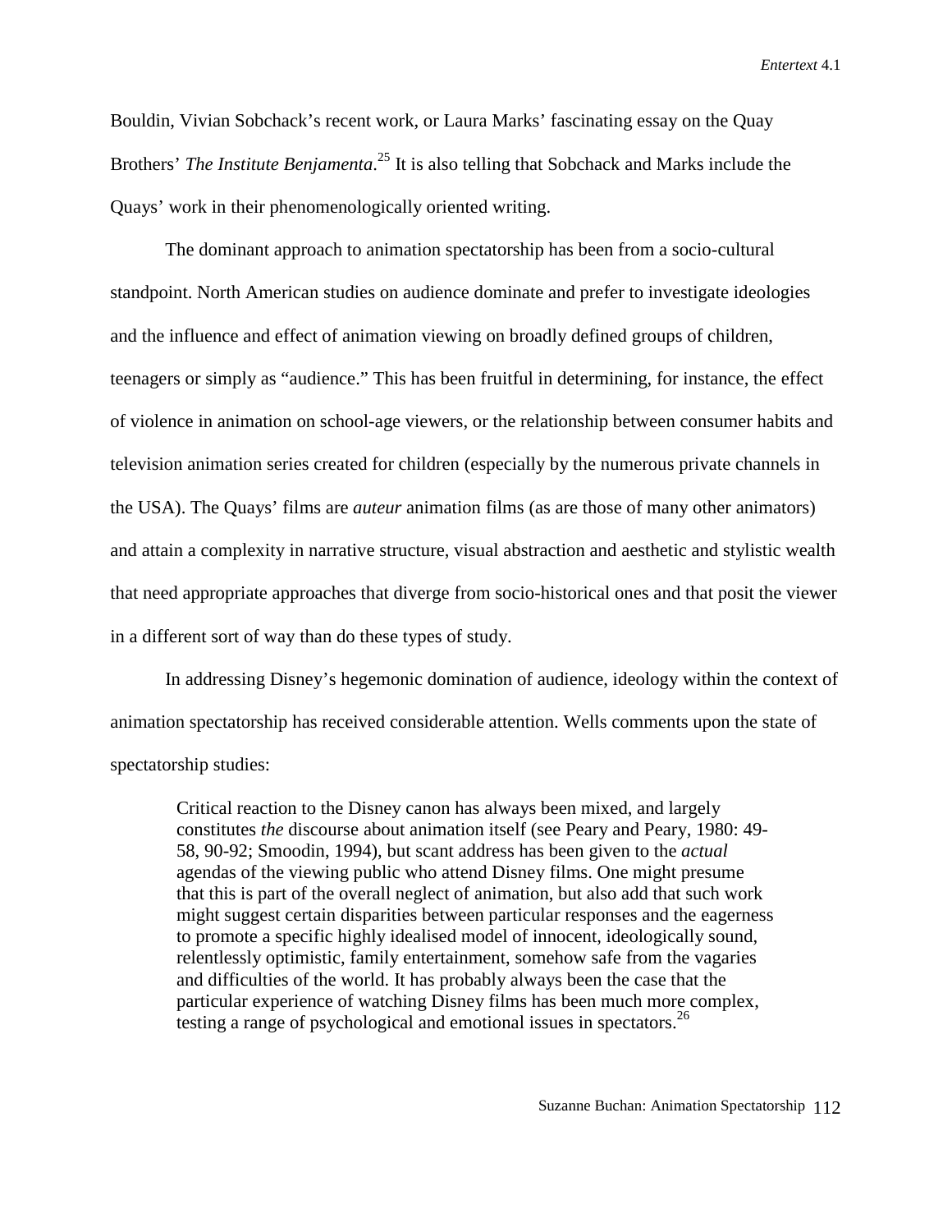Bouldin, Vivian Sobchack's recent work, or Laura Marks' fascinating essay on the Quay Brothers' *The Institute Benjamenta*.[25] It is also telling that Sobchack and Marks include the Quays' work in their phenomenologically oriented writing.

The dominant approach to animation spectatorship has been from a socio-cultural standpoint. North American studies on audience dominate and prefer to investigate ideologies and the influence and effect of animation viewing on broadly defined groups of children, teenagers or simply as "audience." This has been fruitful in determining, for instance, the effect of violence in animation on school-age viewers, or the relationship between consumer habits and television animation series created for children (especially by the numerous private channels in the USA). The Quays' films are *auteur* animation films (as are those of many other animators) and attain a complexity in narrative structure, visual abstraction and aesthetic and stylistic wealth that need appropriate approaches that diverge from socio-historical ones and that posit the viewer in a different sort of way than do these types of study.

In addressing Disney's hegemonic domination of audience, ideology within the context of animation spectatorship has received considerable attention. Wells comments upon the state of spectatorship studies:

> Critical reaction to the Disney canon has always been mixed, and largely constitutes *the* discourse about animation itself (see Peary and Peary, 1980: 49-58, 90-92; Smoodin, 1994), but scant address has been given to the *actual* agendas of the viewing public who attend Disney films. One might presume that this is part of the overall neglect of animation, but also add that such work might suggest certain disparities between particular responses and the eagerness to promote a specific highly idealised model of innocent, ideologically sound, relentlessly optimistic, family entertainment, somehow safe from the vagaries and difficulties of the world. It has probably always been the case that the particular experience of watching Disney films has been much more complex, testing a range of psychological and emotional issues in spectators.[26]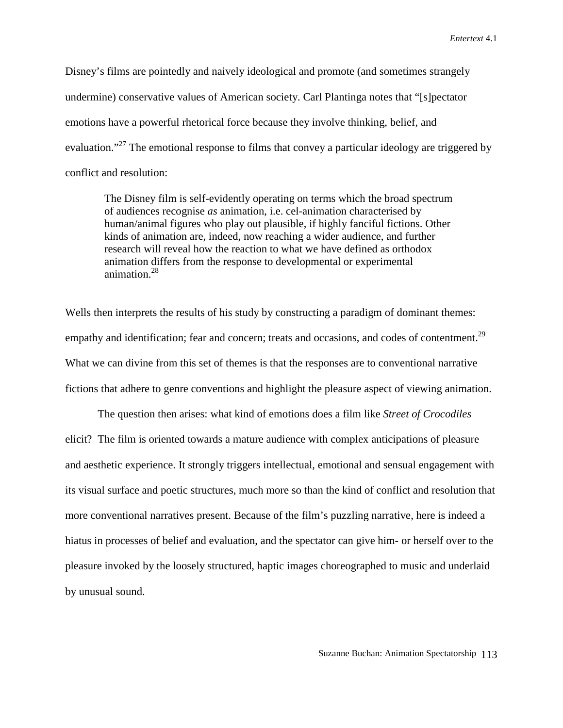Disney's films are pointedly and naively ideological and promote (and sometimes strangely undermine) conservative values of American society. Carl Plantinga notes that "[s]pectator emotions have a powerful rhetorical force because they involve thinking, belief, and evaluation."[27] The emotional response to films that convey a particular ideology are triggered by conflict and resolution:

> The Disney film is self-evidently operating on terms which the broad spectrum of audiences recognise *as* animation, i.e. cel-animation characterised by human/animal figures who play out plausible, if highly fanciful fictions. Other kinds of animation are, indeed, now reaching a wider audience, and further research will reveal how the reaction to what we have defined as orthodox animation differs from the response to developmental or experimental animation.[28]

Wells then interprets the results of his study by constructing a paradigm of dominant themes: empathy and identification; fear and concern; treats and occasions, and codes of contentment.[29] What we can divine from this set of themes is that the responses are to conventional narrative fictions that adhere to genre conventions and highlight the pleasure aspect of viewing animation.

The question then arises: what kind of emotions does a film like *Street of Crocodiles* elicit? The film is oriented towards a mature audience with complex anticipations of pleasure and aesthetic experience. It strongly triggers intellectual, emotional and sensual engagement with its visual surface and poetic structures, much more so than the kind of conflict and resolution that more conventional narratives present. Because of the film's puzzling narrative, here is indeed a hiatus in processes of belief and evaluation, and the spectator can give him- or herself over to the pleasure invoked by the loosely structured, haptic images choreographed to music and underlaid by unusual sound.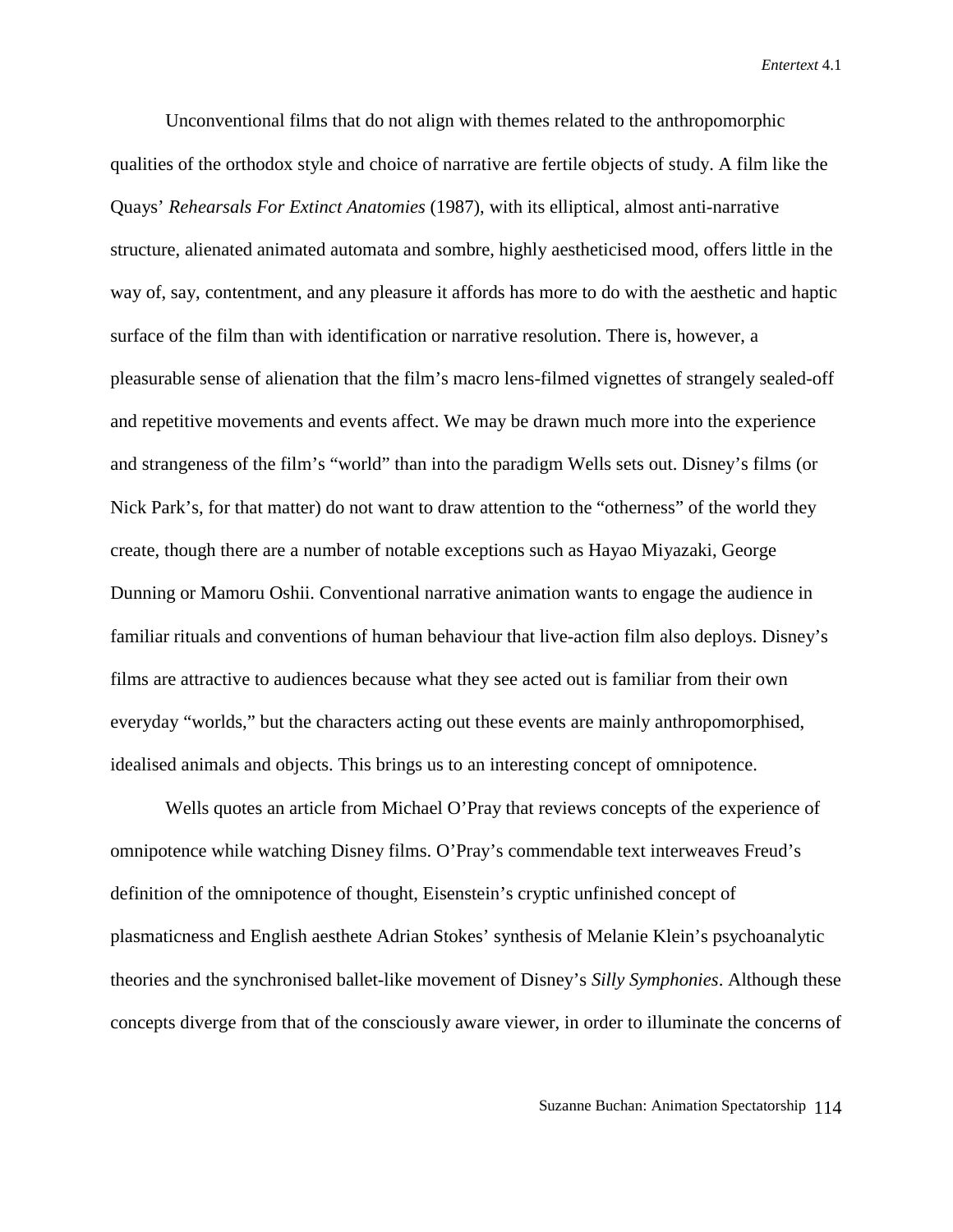Unconventional films that do not align with themes related to the anthropomorphic qualities of the orthodox style and choice of narrative are fertile objects of study. A film like the Quays' *Rehearsals For Extinct Anatomies* (1987), with its elliptical, almost anti-narrative structure, alienated animated automata and sombre, highly aestheticised mood, offers little in the way of, say, contentment, and any pleasure it affords has more to do with the aesthetic and haptic surface of the film than with identification or narrative resolution. There is, however, a pleasurable sense of alienation that the film's macro lens-filmed vignettes of strangely sealed-off and repetitive movements and events affect. We may be drawn much more into the experience and strangeness of the film's "world" than into the paradigm Wells sets out. Disney's films (or Nick Park's, for that matter) do not want to draw attention to the "otherness" of the world they create, though there are a number of notable exceptions such as Hayao Miyazaki, George Dunning or Mamoru Oshii. Conventional narrative animation wants to engage the audience in familiar rituals and conventions of human behaviour that live-action film also deploys. Disney's films are attractive to audiences because what they see acted out is familiar from their own everyday "worlds," but the characters acting out these events are mainly anthropomorphised, idealised animals and objects. This brings us to an interesting concept of omnipotence.

Wells quotes an article from Michael O'Pray that reviews concepts of the experience of omnipotence while watching Disney films. O'Pray's commendable text interweaves Freud's definition of the omnipotence of thought, Eisenstein's cryptic unfinished concept of plasmaticness and English aesthete Adrian Stokes' synthesis of Melanie Klein's psychoanalytic theories and the synchronised ballet-like movement of Disney's *Silly Symphonies*. Although these concepts diverge from that of the consciously aware viewer, in order to illuminate the concerns of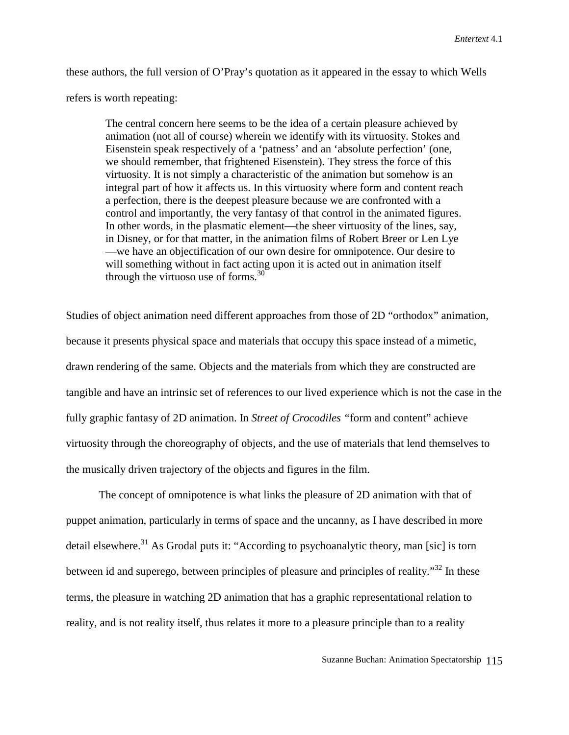these authors, the full version of O'Pray's quotation as it appeared in the essay to which Wells refers is worth repeating:

> The central concern here seems to be the idea of a certain pleasure achieved by animation (not all of course) wherein we identify with its virtuosity. Stokes and Eisenstein speak respectively of a 'patness' and an 'absolute perfection' (one, we should remember, that frightened Eisenstein). They stress the force of this virtuosity. It is not simply a characteristic of the animation but somehow is an integral part of how it affects us. In this virtuosity where form and content reach a perfection, there is the deepest pleasure because we are confronted with a control and importantly, the very fantasy of that control in the animated figures. In other words, in the plasmatic element—the sheer virtuosity of the lines, say, in Disney, or for that matter, in the animation films of Robert Breer or Len Lye—we have an objectification of our own desire for omnipotence. Our desire to will something without in fact acting upon it is acted out in animation itself through the virtuoso use of forms.[30]

Studies of object animation need different approaches from those of 2D "orthodox" animation, because it presents physical space and materials that occupy this space instead of a mimetic, drawn rendering of the same. Objects and the materials from which they are constructed are tangible and have an intrinsic set of references to our lived experience which is not the case in the fully graphic fantasy of 2D animation. In *Street of Crocodiles* "form and content" achieve virtuosity through the choreography of objects, and the use of materials that lend themselves to the musically driven trajectory of the objects and figures in the film.

The concept of omnipotence is what links the pleasure of 2D animation with that of puppet animation, particularly in terms of space and the uncanny, as I have described in more detail elsewhere.[31] As Grodal puts it: "According to psychoanalytic theory, man [sic] is torn between id and superego, between principles of pleasure and principles of reality."[32] In these terms, the pleasure in watching 2D animation that has a graphic representational relation to reality, and is not reality itself, thus relates it more to a pleasure principle than to a reality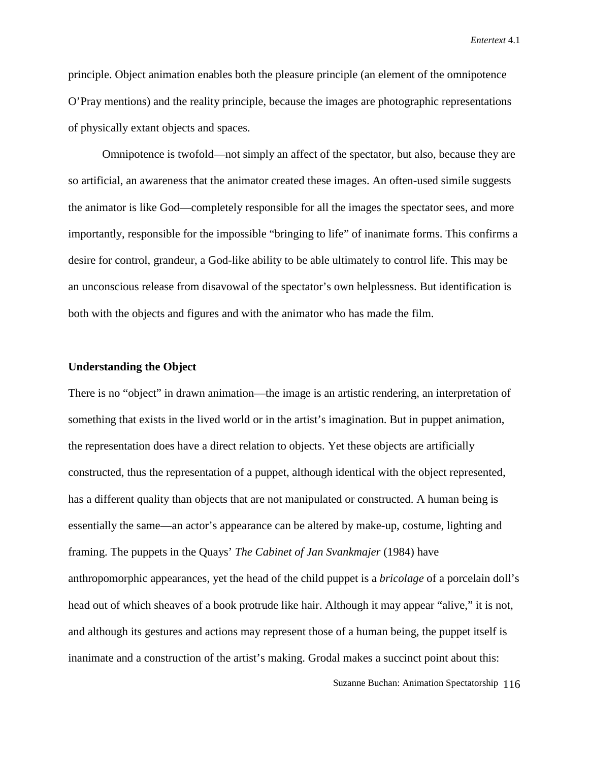principle. Object animation enables both the pleasure principle (an element of the omnipotence O'Pray mentions) and the reality principle, because the images are photographic representations of physically extant objects and spaces.

Omnipotence is twofold—not simply an affect of the spectator, but also, because they are so artificial, an awareness that the animator created these images. An often-used simile suggests the animator is like God—completely responsible for all the images the spectator sees, and more importantly, responsible for the impossible "bringing to life" of inanimate forms. This confirms a desire for control, grandeur, a God-like ability to be able ultimately to control life. This may be an unconscious release from disavowal of the spectator's own helplessness. But identification is both with the objects and figures and with the animator who has made the film.

**Understanding the Object**

There is no "object" in drawn animation—the image is an artistic rendering, an interpretation of something that exists in the lived world or in the artist's imagination. But in puppet animation, the representation does have a direct relation to objects. Yet these objects are artificially constructed, thus the representation of a puppet, although identical with the object represented, has a different quality than objects that are not manipulated or constructed. A human being is essentially the same—an actor's appearance can be altered by make-up, costume, lighting and framing. The puppets in the Quays' *The Cabinet of Jan Svankmajer* (1984) have anthropomorphic appearances, yet the head of the child puppet is a *bricolage* of a porcelain doll's head out of which sheaves of a book protrude like hair. Although it may appear "alive," it is not, and although its gestures and actions may represent those of a human being, the puppet itself is inanimate and a construction of the artist's making. Grodal makes a succinct point about this: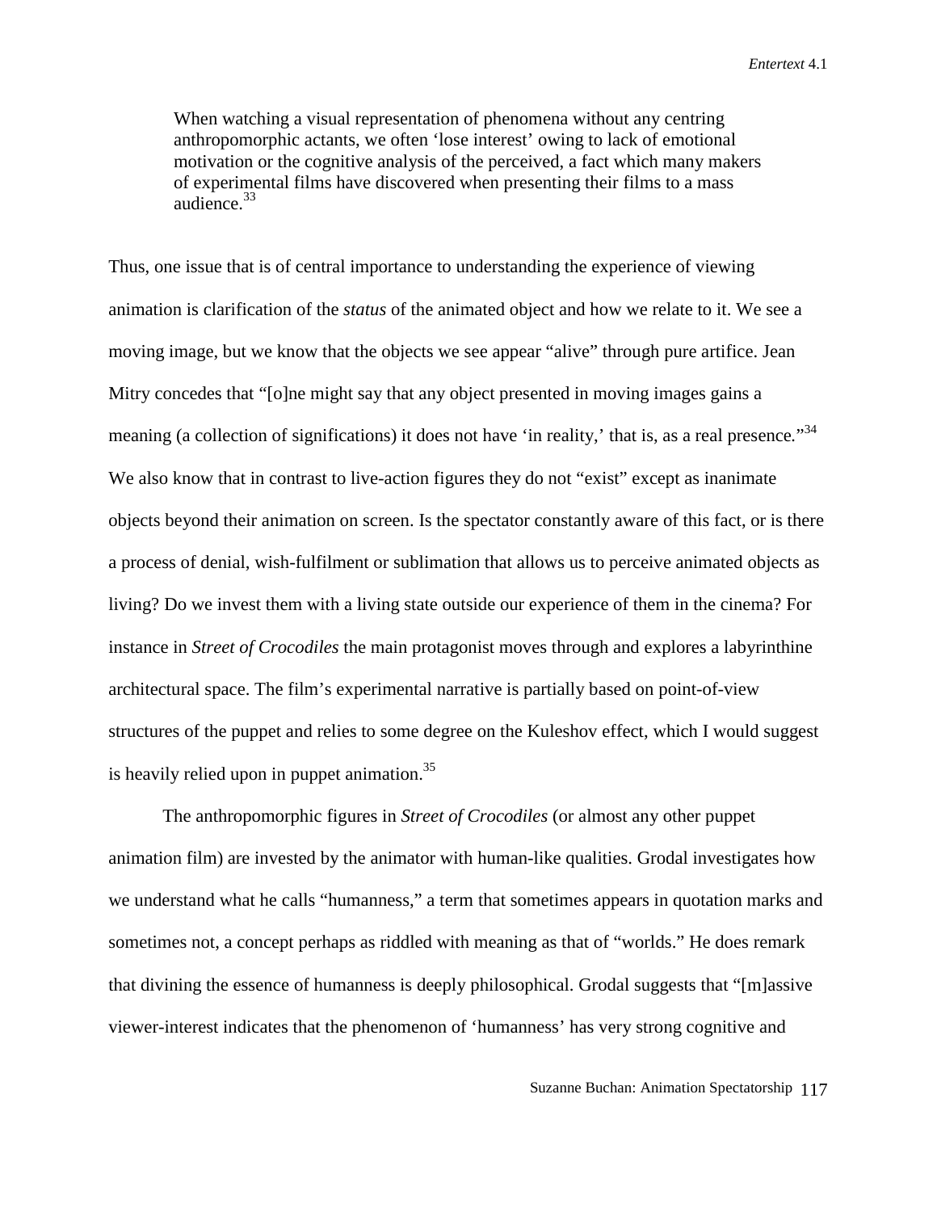> When watching a visual representation of phenomena without any centring anthropomorphic actants, we often 'lose interest' owing to lack of emotional motivation or the cognitive analysis of the perceived, a fact which many makers of experimental films have discovered when presenting their films to a mass audience.[33]

Thus, one issue that is of central importance to understanding the experience of viewing animation is clarification of the *status* of the animated object and how we relate to it. We see a moving image, but we know that the objects we see appear "alive" through pure artifice. Jean Mitry concedes that "[o]ne might say that any object presented in moving images gains a meaning (a collection of significations) it does not have 'in reality,' that is, as a real presence."[34] We also know that in contrast to live-action figures they do not "exist" except as inanimate objects beyond their animation on screen. Is the spectator constantly aware of this fact, or is there a process of denial, wish-fulfilment or sublimation that allows us to perceive animated objects as living? Do we invest them with a living state outside our experience of them in the cinema? For instance in *Street of Crocodiles* the main protagonist moves through and explores a labyrinthine architectural space. The film's experimental narrative is partially based on point-of-view structures of the puppet and relies to some degree on the Kuleshov effect, which I would suggest is heavily relied upon in puppet animation.[35]

The anthropomorphic figures in *Street of Crocodiles* (or almost any other puppet animation film) are invested by the animator with human-like qualities. Grodal investigates how we understand what he calls "humanness," a term that sometimes appears in quotation marks and sometimes not, a concept perhaps as riddled with meaning as that of "worlds." He does remark that divining the essence of humanness is deeply philosophical. Grodal suggests that "[m]assive viewer-interest indicates that the phenomenon of 'humanness' has very strong cognitive and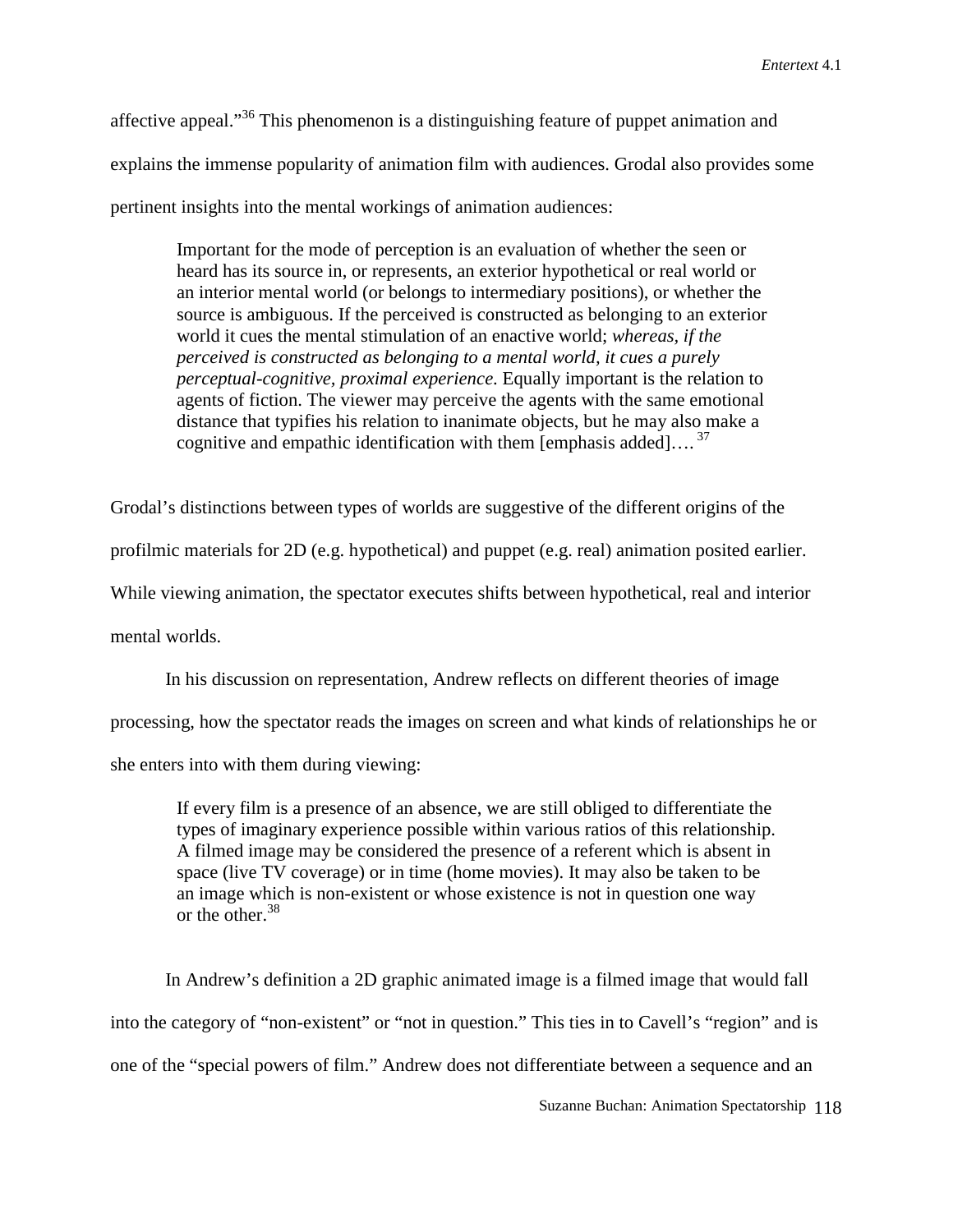affective appeal."[36] This phenomenon is a distinguishing feature of puppet animation and explains the immense popularity of animation film with audiences. Grodal also provides some pertinent insights into the mental workings of animation audiences:

> Important for the mode of perception is an evaluation of whether the seen or heard has its source in, or represents, an exterior hypothetical or real world or an interior mental world (or belongs to intermediary positions), or whether the source is ambiguous. If the perceived is constructed as belonging to an exterior world it cues the mental stimulation of an enactive world; *whereas, if the perceived is constructed as belonging to a mental world, it cues a purely perceptual-cognitive, proximal experience*. Equally important is the relation to agents of fiction. The viewer may perceive the agents with the same emotional distance that typifies his relation to inanimate objects, but he may also make a cognitive and empathic identification with them [emphasis added]….[37]

Grodal's distinctions between types of worlds are suggestive of the different origins of the profilmic materials for 2D (e.g. hypothetical) and puppet (e.g. real) animation posited earlier. While viewing animation, the spectator executes shifts between hypothetical, real and interior mental worlds.

In his discussion on representation, Andrew reflects on different theories of image processing, how the spectator reads the images on screen and what kinds of relationships he or she enters into with them during viewing:

> If every film is a presence of an absence, we are still obliged to differentiate the types of imaginary experience possible within various ratios of this relationship. A filmed image may be considered the presence of a referent which is absent in space (live TV coverage) or in time (home movies). It may also be taken to be an image which is non-existent or whose existence is not in question one way or the other.[38]

In Andrew's definition a 2D graphic animated image is a filmed image that would fall into the category of "non-existent" or "not in question." This ties in to Cavell's "region" and is one of the "special powers of film." Andrew does not differentiate between a sequence and an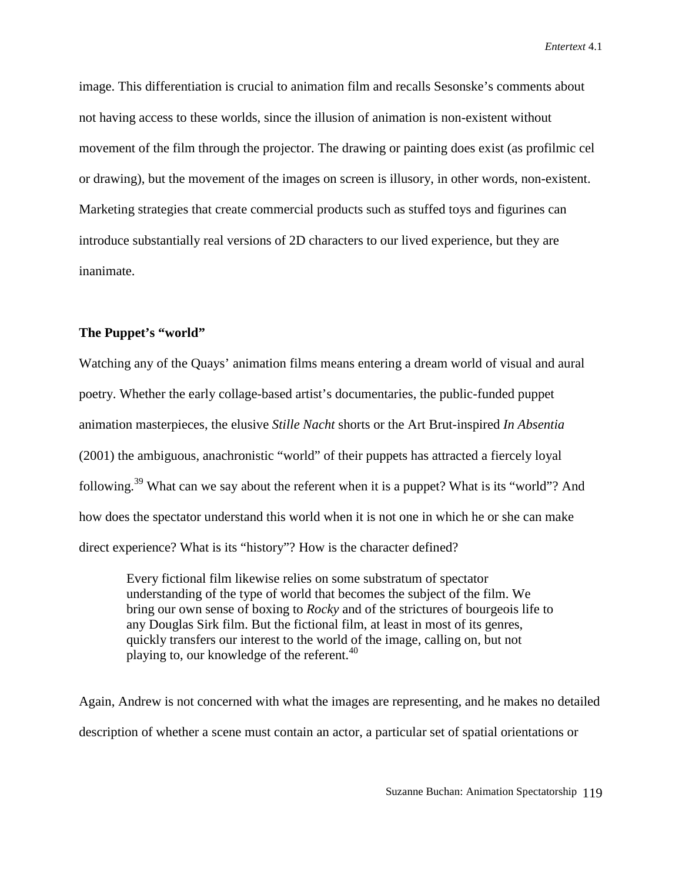image. This differentiation is crucial to animation film and recalls Sesonske's comments about not having access to these worlds, since the illusion of animation is non-existent without movement of the film through the projector. The drawing or painting does exist (as profilmic cel or drawing), but the movement of the images on screen is illusory, in other words, non-existent. Marketing strategies that create commercial products such as stuffed toys and figurines can introduce substantially real versions of 2D characters to our lived experience, but they are inanimate.

## The Puppet's "world"

Watching any of the Quays' animation films means entering a dream world of visual and aural poetry. Whether the early collage-based artist's documentaries, the public-funded puppet animation masterpieces, the elusive *Stille Nacht* shorts or the Art Brut-inspired *In Absentia* (2001) the ambiguous, anachronistic "world" of their puppets has attracted a fiercely loyal following.[39] What can we say about the referent when it is a puppet? What is its "world"? And how does the spectator understand this world when it is not one in which he or she can make direct experience? What is its "history"? How is the character defined?

> Every fictional film likewise relies on some substratum of spectator understanding of the type of world that becomes the subject of the film. We bring our own sense of boxing to *Rocky* and of the strictures of bourgeois life to any Douglas Sirk film. But the fictional film, at least in most of its genres, quickly transfers our interest to the world of the image, calling on, but not playing to, our knowledge of the referent.[40]

Again, Andrew is not concerned with what the images are representing, and he makes no detailed description of whether a scene must contain an actor, a particular set of spatial orientations or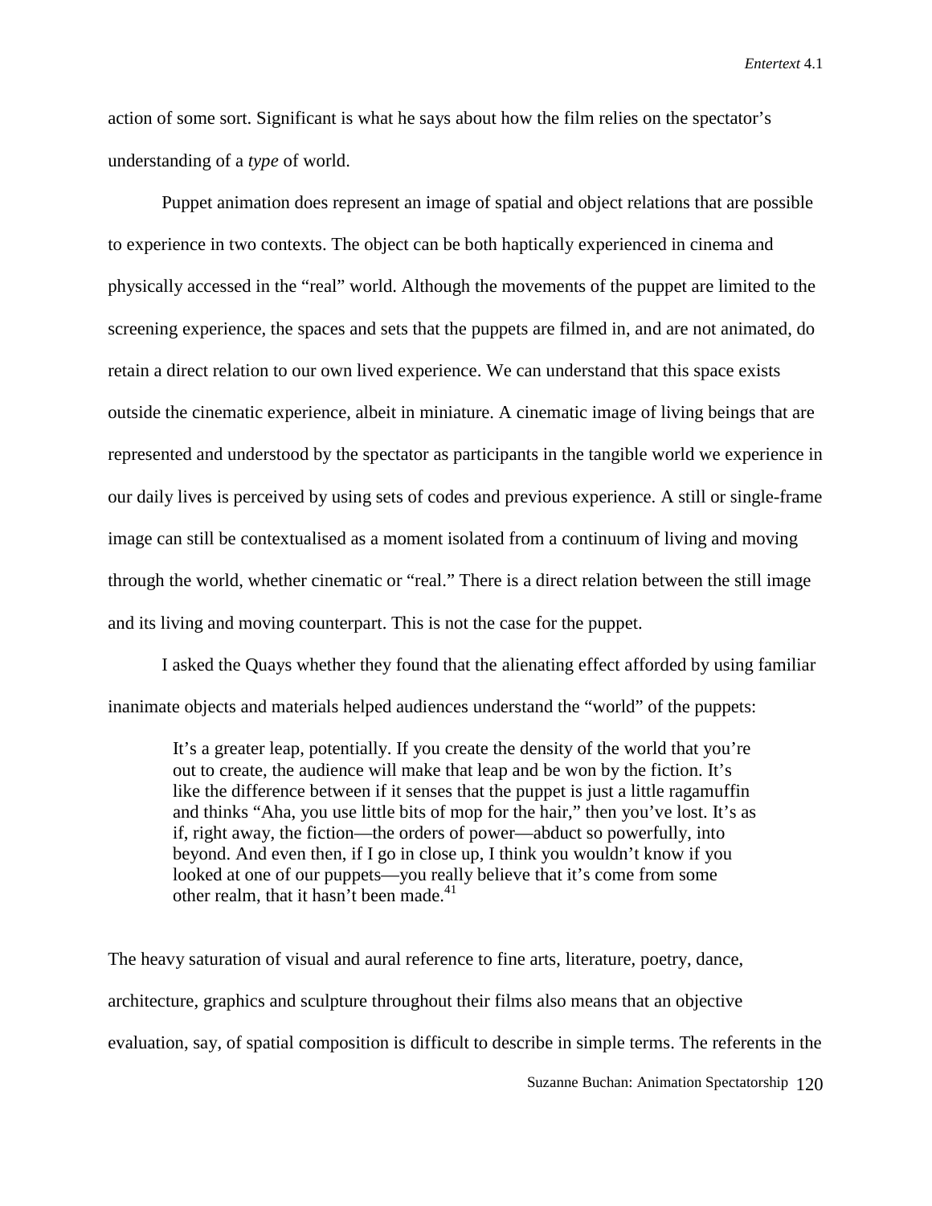action of some sort. Significant is what he says about how the film relies on the spectator's understanding of a *type* of world.

Puppet animation does represent an image of spatial and object relations that are possible to experience in two contexts. The object can be both haptically experienced in cinema and physically accessed in the "real" world. Although the movements of the puppet are limited to the screening experience, the spaces and sets that the puppets are filmed in, and are not animated, do retain a direct relation to our own lived experience. We can understand that this space exists outside the cinematic experience, albeit in miniature. A cinematic image of living beings that are represented and understood by the spectator as participants in the tangible world we experience in our daily lives is perceived by using sets of codes and previous experience. A still or single-frame image can still be contextualised as a moment isolated from a continuum of living and moving through the world, whether cinematic or "real." There is a direct relation between the still image and its living and moving counterpart. This is not the case for the puppet.

I asked the Quays whether they found that the alienating effect afforded by using familiar inanimate objects and materials helped audiences understand the "world" of the puppets:

> It's a greater leap, potentially. If you create the density of the world that you're out to create, the audience will make that leap and be won by the fiction. It's like the difference between if it senses that the puppet is just a little ragamuffin and thinks "Aha, you use little bits of mop for the hair," then you've lost. It's as if, right away, the fiction—the orders of power—abduct so powerfully, into beyond. And even then, if I go in close up, I think you wouldn't know if you looked at one of our puppets—you really believe that it's come from some other realm, that it hasn't been made.[41]

The heavy saturation of visual and aural reference to fine arts, literature, poetry, dance, architecture, graphics and sculpture throughout their films also means that an objective evaluation, say, of spatial composition is difficult to describe in simple terms. The referents in the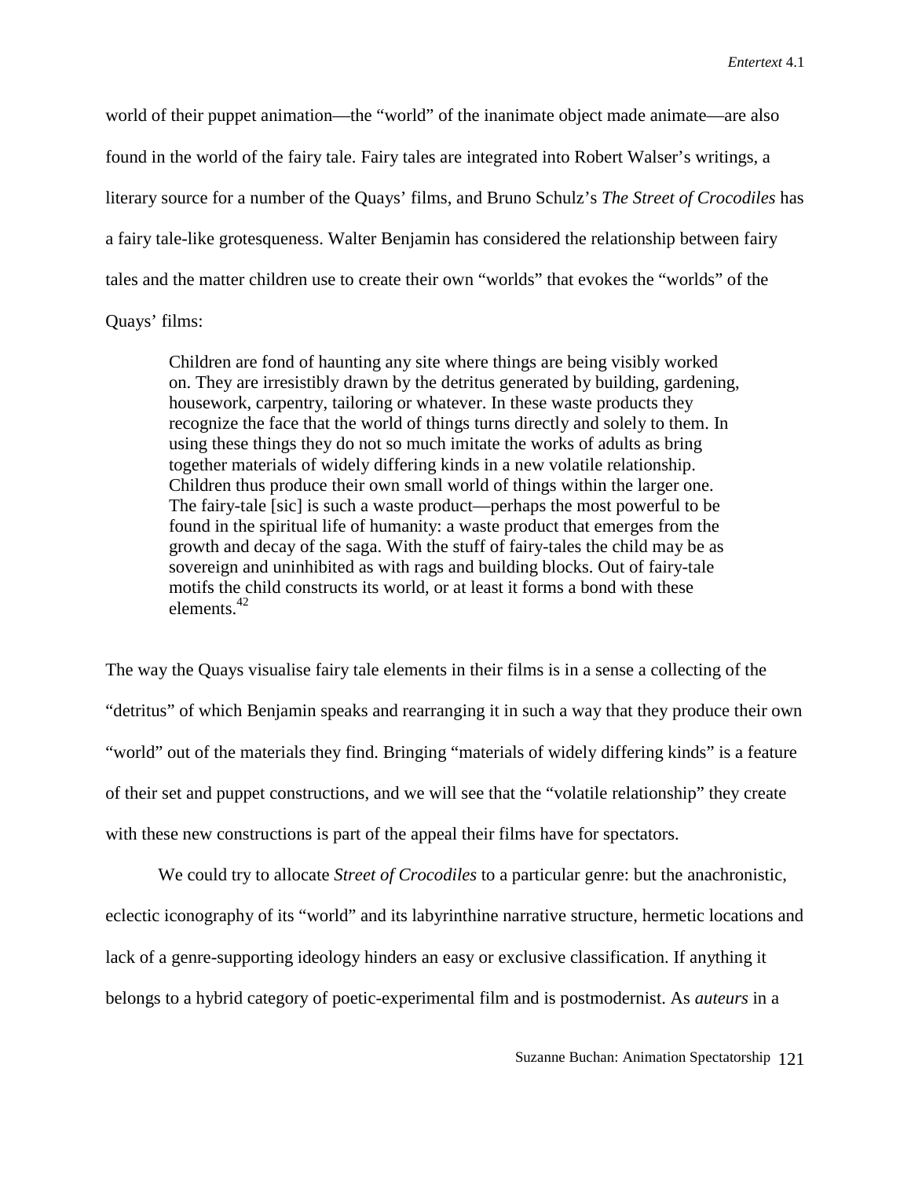world of their puppet animation—the "world" of the inanimate object made animate—are also found in the world of the fairy tale. Fairy tales are integrated into Robert Walser's writings, a literary source for a number of the Quays' films, and Bruno Schulz's *The Street of Crocodiles* has a fairy tale-like grotesqueness. Walter Benjamin has considered the relationship between fairy tales and the matter children use to create their own "worlds" that evokes the "worlds" of the Quays' films:

> Children are fond of haunting any site where things are being visibly worked on. They are irresistibly drawn by the detritus generated by building, gardening, housework, carpentry, tailoring or whatever. In these waste products they recognize the face that the world of things turns directly and solely to them. In using these things they do not so much imitate the works of adults as bring together materials of widely differing kinds in a new volatile relationship. Children thus produce their own small world of things within the larger one. The fairy-tale [sic] is such a waste product—perhaps the most powerful to be found in the spiritual life of humanity: a waste product that emerges from the growth and decay of the saga. With the stuff of fairy-tales the child may be as sovereign and uninhibited as with rags and building blocks. Out of fairy-tale motifs the child constructs its world, or at least it forms a bond with these elements.[42]

The way the Quays visualise fairy tale elements in their films is in a sense a collecting of the "detritus" of which Benjamin speaks and rearranging it in such a way that they produce their own "world" out of the materials they find. Bringing "materials of widely differing kinds" is a feature of their set and puppet constructions, and we will see that the "volatile relationship" they create with these new constructions is part of the appeal their films have for spectators.

We could try to allocate *Street of Crocodiles* to a particular genre: but the anachronistic, eclectic iconography of its "world" and its labyrinthine narrative structure, hermetic locations and lack of a genre-supporting ideology hinders an easy or exclusive classification. If anything it belongs to a hybrid category of poetic-experimental film and is postmodernist. As *auteurs* in a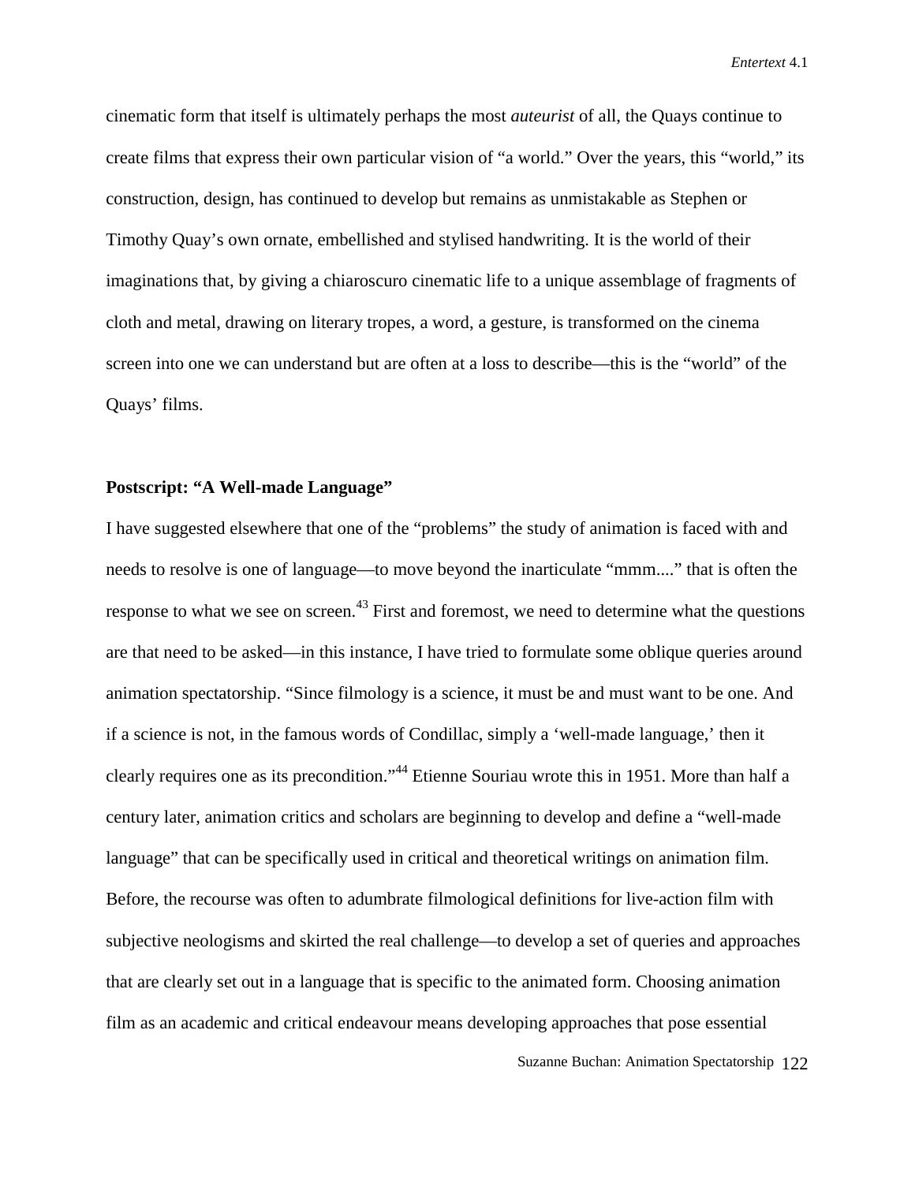cinematic form that itself is ultimately perhaps the most *auteurist* of all, the Quays continue to create films that express their own particular vision of "a world." Over the years, this "world," its construction, design, has continued to develop but remains as unmistakable as Stephen or Timothy Quay's own ornate, embellished and stylised handwriting. It is the world of their imaginations that, by giving a chiaroscuro cinematic life to a unique assemblage of fragments of cloth and metal, drawing on literary tropes, a word, a gesture, is transformed on the cinema screen into one we can understand but are often at a loss to describe—this is the "world" of the Quays' films.

## Postscript: "A Well-made Language"

I have suggested elsewhere that one of the "problems" the study of animation is faced with and needs to resolve is one of language—to move beyond the inarticulate "mmm...." that is often the response to what we see on screen.[43] First and foremost, we need to determine what the questions are that need to be asked—in this instance, I have tried to formulate some oblique queries around animation spectatorship. "Since filmology is a science, it must be and must want to be one. And if a science is not, in the famous words of Condillac, simply a 'well-made language,' then it clearly requires one as its precondition."[44] Etienne Souriau wrote this in 1951. More than half a century later, animation critics and scholars are beginning to develop and define a "well-made language" that can be specifically used in critical and theoretical writings on animation film. Before, the recourse was often to adumbrate filmological definitions for live-action film with subjective neologisms and skirted the real challenge—to develop a set of queries and approaches that are clearly set out in a language that is specific to the animated form. Choosing animation film as an academic and critical endeavour means developing approaches that pose essential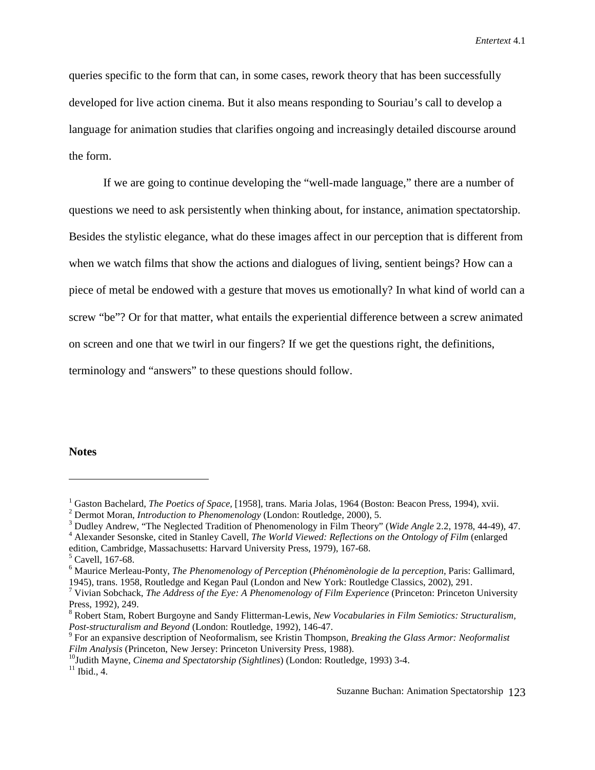queries specific to the form that can, in some cases, rework theory that has been successfully developed for live action cinema. But it also means responding to Souriau's call to develop a language for animation studies that clarifies ongoing and increasingly detailed discourse around the form.

If we are going to continue developing the "well-made language," there are a number of questions we need to ask persistently when thinking about, for instance, animation spectatorship. Besides the stylistic elegance, what do these images affect in our perception that is different from when we watch films that show the actions and dialogues of living, sentient beings? How can a piece of metal be endowed with a gesture that moves us emotionally? In what kind of world can a screw "be"? Or for that matter, what entails the experiential difference between a screw animated on screen and one that we twirl in our fingers? If we get the questions right, the definitions, terminology and "answers" to these questions should follow.

**Notes**

---

[1] Gaston Bachelard, *The Poetics of Space,* [1958], trans. Maria Jolas, 1964 (Boston: Beacon Press, 1994), xvii.
[2] Dermot Moran, *Introduction to Phenomenology* (London: Routledge, 2000), 5.
[3] Dudley Andrew, "The Neglected Tradition of Phenomenology in Film Theory" (*Wide Angle* 2.2, 1978, 44-49), 47.
[4] Alexander Sesonske, cited in Stanley Cavell, *The World Viewed: Reflections on the Ontology of Film* (enlarged edition, Cambridge, Massachusetts: Harvard University Press, 1979), 167-68.
[5] Cavell, 167-68.
[6] Maurice Merleau-Ponty, *The Phenomenology of Perception* (*Phénomènologie de la perception*, Paris: Gallimard, 1945), trans. 1958, Routledge and Kegan Paul (London and New York: Routledge Classics, 2002), 291.
[7] Vivian Sobchack, *The Address of the Eye: A Phenomenology of Film Experience* (Princeton: Princeton University Press, 1992), 249.
[8] Robert Stam, Robert Burgoyne and Sandy Flitterman-Lewis, *New Vocabularies in Film Semiotics: Structuralism, Post-structuralism and Beyond* (London: Routledge, 1992), 146-47.
[9] For an expansive description of Neoformalism, see Kristin Thompson, *Breaking the Glass Armor: Neoformalist Film Analysis* (Princeton, New Jersey: Princeton University Press, 1988).
[10] Judith Mayne, *Cinema and Spectatorship (Sightlines*) (London: Routledge, 1993) 3-4.
[11] Ibid., 4.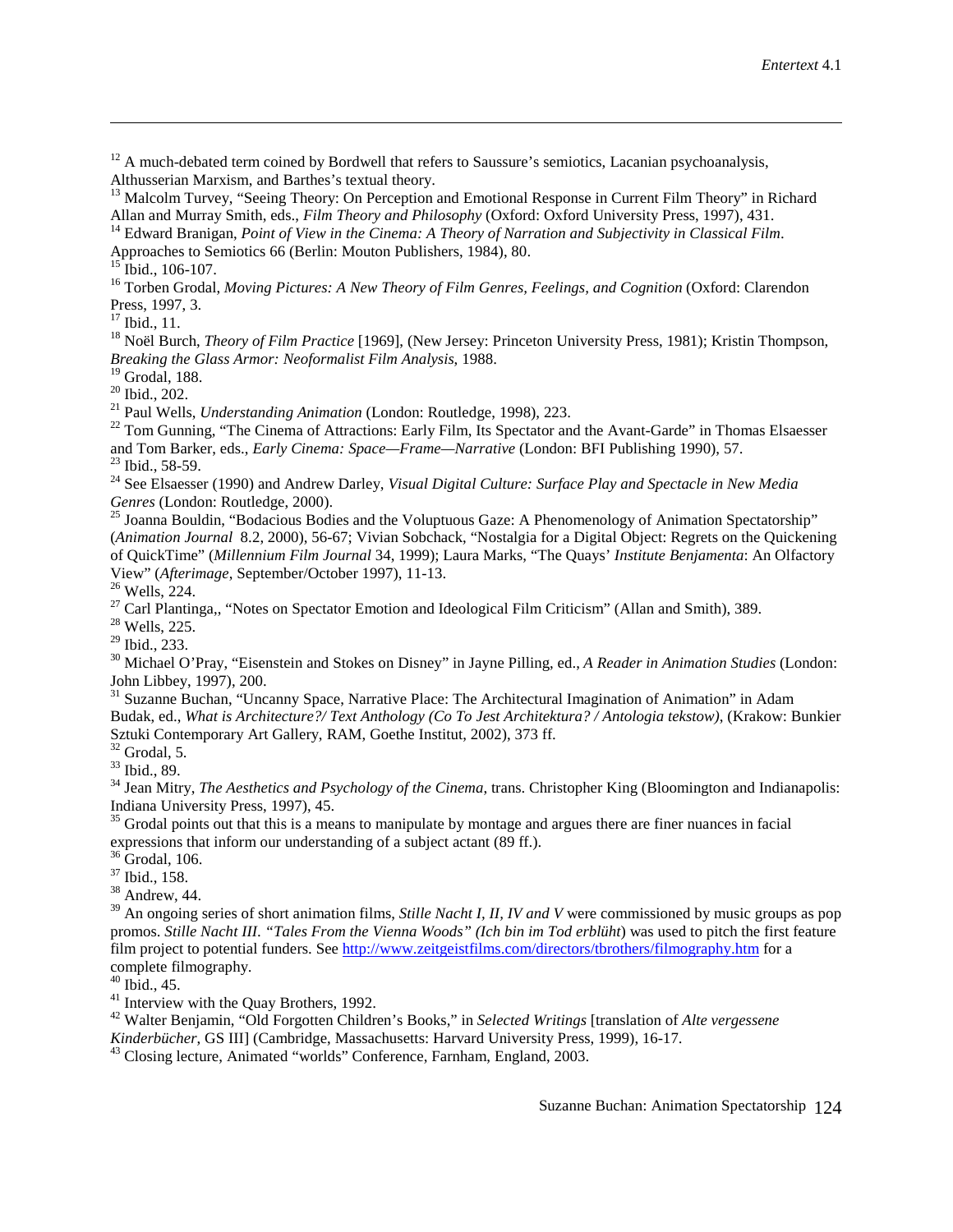[12] A much-debated term coined by Bordwell that refers to Saussure's semiotics, Lacanian psychoanalysis, Althusserian Marxism, and Barthes's textual theory.

[13] Malcolm Turvey, "Seeing Theory: On Perception and Emotional Response in Current Film Theory" in Richard Allan and Murray Smith, eds., *Film Theory and Philosophy* (Oxford: Oxford University Press, 1997), 431.

[14] Edward Branigan, *Point of View in the Cinema: A Theory of Narration and Subjectivity in Classical Film*. Approaches to Semiotics 66 (Berlin: Mouton Publishers, 1984), 80.

[15] Ibid., 106-107.

[16] Torben Grodal, *Moving Pictures: A New Theory of Film Genres, Feelings, and Cognition* (Oxford: Clarendon Press, 1997, 3.

[17] Ibid., 11.

[18] Noël Burch, *Theory of Film Practice* [1969], (New Jersey: Princeton University Press, 1981); Kristin Thompson, *Breaking the Glass Armor: Neoformalist Film Analysis*, 1988.

[19] Grodal, 188.

[20] Ibid., 202.

[21] Paul Wells, *Understanding Animation* (London: Routledge, 1998), 223.

[22] Tom Gunning, "The Cinema of Attractions: Early Film, Its Spectator and the Avant-Garde" in Thomas Elsaesser and Tom Barker, eds., *Early Cinema: Space—Frame—Narrative* (London: BFI Publishing 1990), 57.

[23] Ibid., 58-59.

[24] See Elsaesser (1990) and Andrew Darley, *Visual Digital Culture: Surface Play and Spectacle in New Media Genres* (London: Routledge, 2000).

[25] Joanna Bouldin, "Bodacious Bodies and the Voluptuous Gaze: A Phenomenology of Animation Spectatorship" (*Animation Journal* 8.2, 2000), 56-67; Vivian Sobchack, "Nostalgia for a Digital Object: Regrets on the Quickening of QuickTime" (*Millennium Film Journal* 34, 1999); Laura Marks, "The Quays' *Institute Benjamenta*: An Olfactory View" (*Afterimage*, September/October 1997), 11-13.

[26] Wells, 224.

[27] Carl Plantinga,, "Notes on Spectator Emotion and Ideological Film Criticism" (Allan and Smith), 389.

[28] Wells, 225.

[29] Ibid., 233.

[30] Michael O'Pray, "Eisenstein and Stokes on Disney" in Jayne Pilling, ed., *A Reader in Animation Studies* (London: John Libbey, 1997), 200.

[31] Suzanne Buchan, "Uncanny Space, Narrative Place: The Architectural Imagination of Animation" in Adam Budak, ed., *What is Architecture?/ Text Anthology (Co To Jest Architektura? / Antologia tekstow)*, (Krakow: Bunkier Sztuki Contemporary Art Gallery, RAM, Goethe Institut, 2002), 373 ff.

[32] Grodal, 5.

[33] Ibid., 89.

[34] Jean Mitry, *The Aesthetics and Psychology of the Cinema*, trans. Christopher King (Bloomington and Indianapolis: Indiana University Press, 1997), 45.

[35] Grodal points out that this is a means to manipulate by montage and argues there are finer nuances in facial expressions that inform our understanding of a subject actant (89 ff.).

[36] Grodal, 106.

[37] Ibid., 158.

[38] Andrew, 44.

[39] An ongoing series of short animation films, *Stille Nacht I, II, IV and V* were commissioned by music groups as pop promos. *Stille Nacht III. "Tales From the Vienna Woods" (Ich bin im Tod erblüht*) was used to pitch the first feature film project to potential funders. See http://www.zeitgeistfilms.com/directors/tbrothers/filmography.htm for a complete filmography.

[40] Ibid., 45.

[41] Interview with the Quay Brothers, 1992.

[42] Walter Benjamin, "Old Forgotten Children's Books," in *Selected Writings* [translation of *Alte vergessene Kinderbücher*, GS III] (Cambridge, Massachusetts: Harvard University Press, 1999), 16-17.

[43] Closing lecture, Animated "worlds" Conference, Farnham, England, 2003.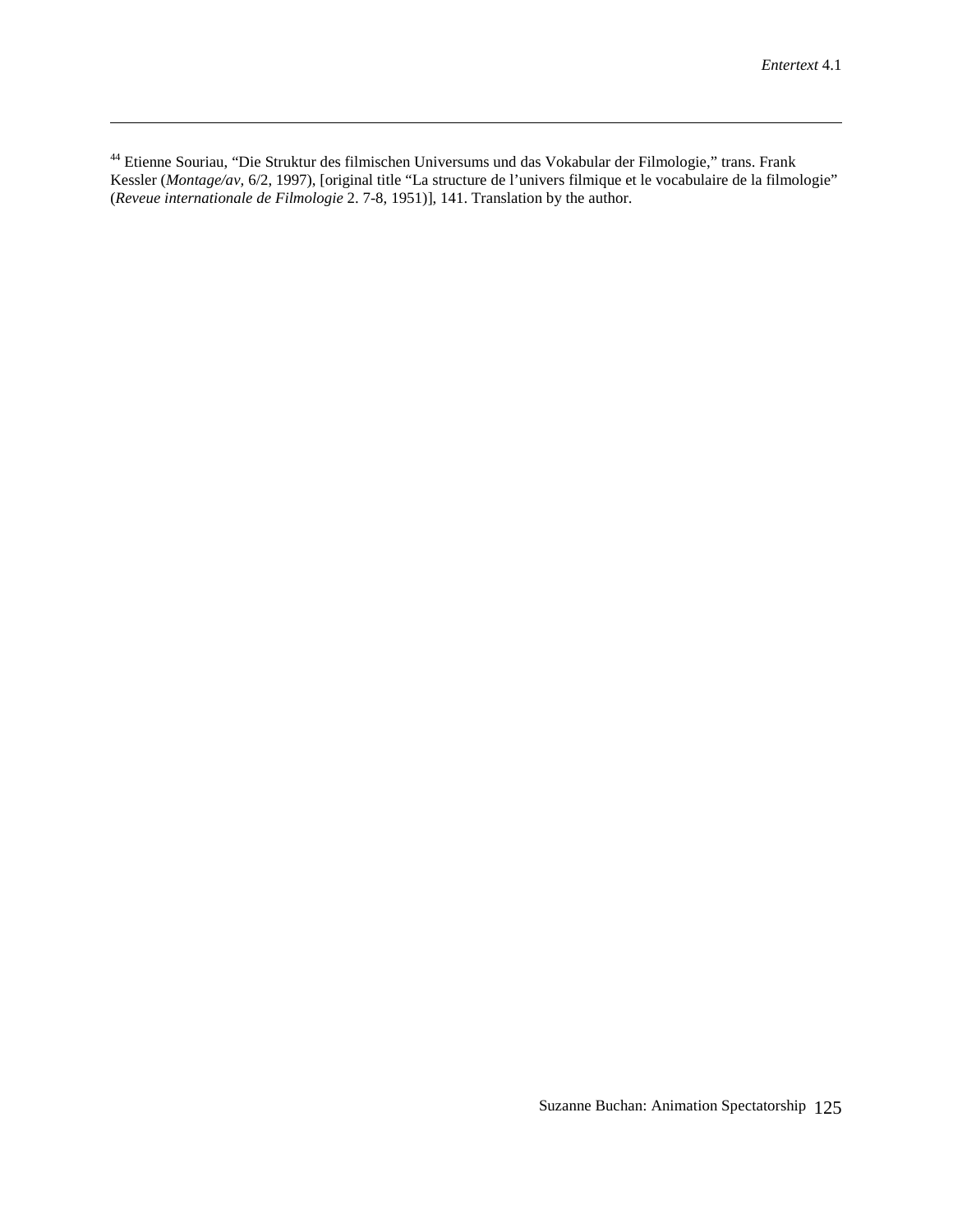[44] Etienne Souriau, “Die Struktur des filmischen Universums und das Vokabular der Filmologie,” trans. Frank Kessler (*Montage/av*, 6/2, 1997), [original title “La structure de l’univers filmique et le vocabulaire de la filmologie” (*Reveue internationale de Filmologie* 2. 7-8, 1951)], 141. Translation by the author.